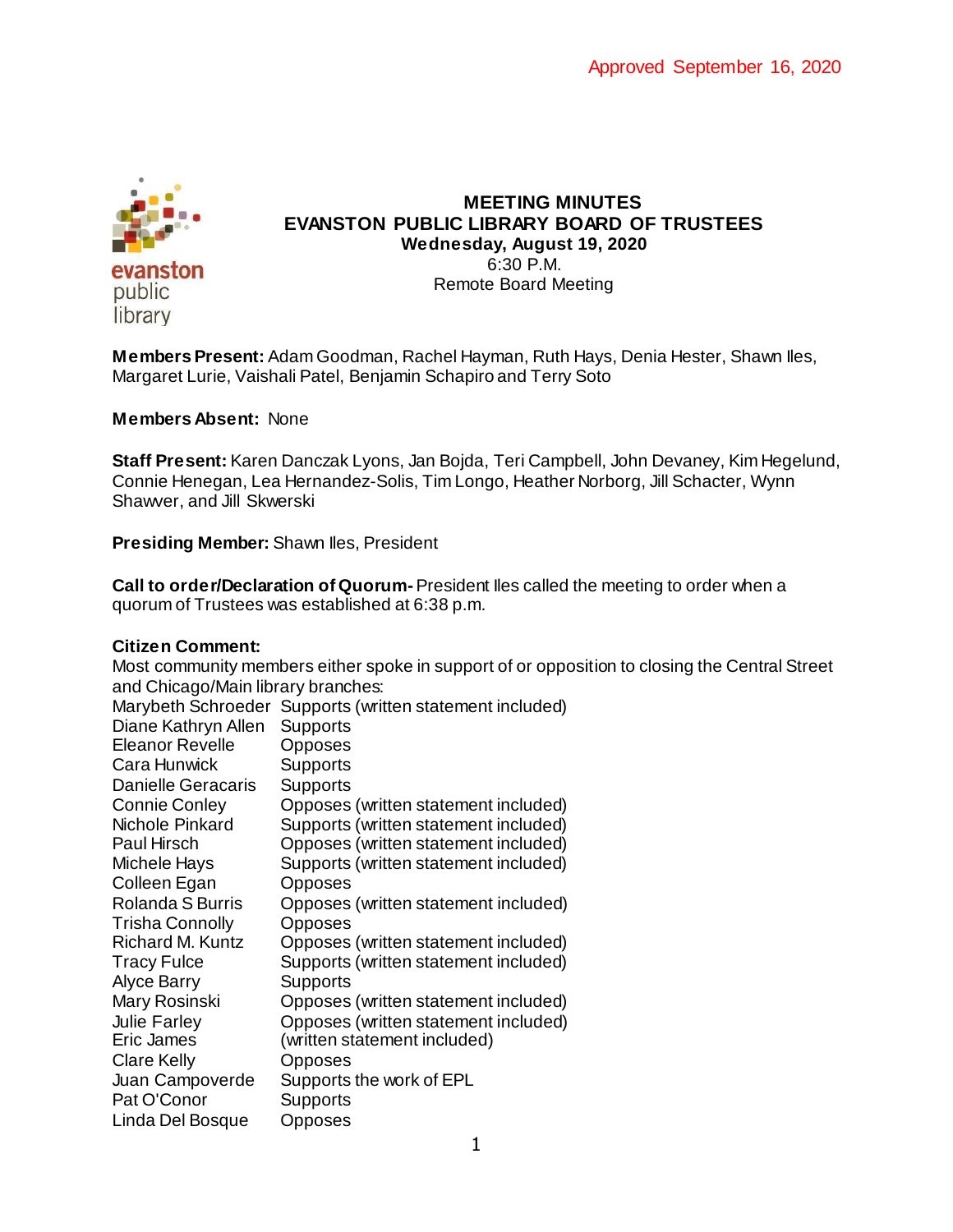Approved September 16, 2020

# MEETING MINUTES
## EVANSTON PUBLIC LIBRARY BOARD OF TRUSTEES
**Wednesday, August 19, 2020**
6:30 P.M.
Remote Board Meeting

**Members Present:** Adam Goodman, Rachel Hayman, Ruth Hays, Denia Hester, Shawn Iles, Margaret Lurie, Vaishali Patel, Benjamin Schapiro and Terry Soto

**Members Absent:** None

**Staff Present:** Karen Danczak Lyons, Jan Bojda, Teri Campbell, John Devaney, Kim Hegelund, Connie Henegan, Lea Hernandez-Solis, Tim Longo, Heather Norborg, Jill Schacter, Wynn Shawver, and Jill Skwerski

**Presiding Member:** Shawn Iles, President

**Call to order/Declaration of Quorum-** President Iles called the meeting to order when a quorum of Trustees was established at 6:38 p.m.

**Citizen Comment:**
Most community members either spoke in support of or opposition to closing the Central Street and Chicago/Main library branches:

| | |
|---|---|
| Marybeth Schroeder | Supports (written statement included) |
| Diane Kathryn Allen | Supports |
| Eleanor Revelle | Opposes |
| Cara Hunwick | Supports |
| Danielle Geracaris | Supports |
| Connie Conley | Opposes (written statement included) |
| Nichole Pinkard | Supports (written statement included) |
| Paul Hirsch | Opposes (written statement included) |
| Michele Hays | Supports (written statement included) |
| Colleen Egan | Opposes |
| Rolanda S Burris | Opposes (written statement included) |
| Trisha Connolly | Opposes |
| Richard M. Kuntz | Opposes (written statement included) |
| Tracy Fulce | Supports (written statement included) |
| Alyce Barry | Supports |
| Mary Rosinski | Opposes (written statement included) |
| Julie Farley | Opposes (written statement included) |
| Eric James | (written statement included) |
| Clare Kelly | Opposes |
| Juan Campoverde | Supports the work of EPL |
| Pat O'Conor | Supports |
| Linda Del Bosque | Opposes |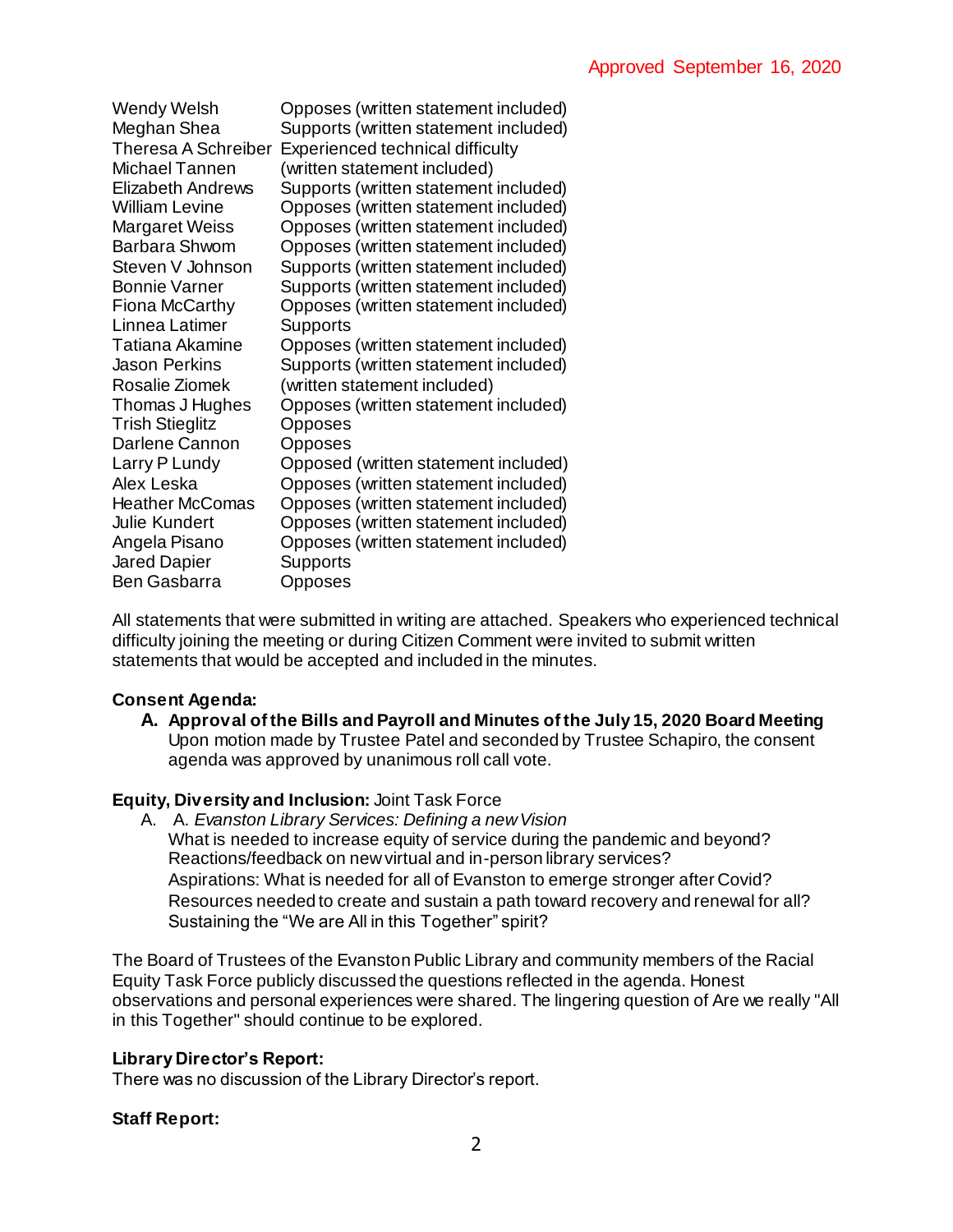Approved September 16, 2020

| | |
|---|---|
| Wendy Welsh | Opposes (written statement included) |
| Meghan Shea | Supports (written statement included) |
| Theresa A Schreiber | Experienced technical difficulty |
| Michael Tannen | (written statement included) |
| Elizabeth Andrews | Supports (written statement included) |
| William Levine | Opposes (written statement included) |
| Margaret Weiss | Opposes (written statement included) |
| Barbara Shwom | Opposes (written statement included) |
| Steven V Johnson | Supports (written statement included) |
| Bonnie Varner | Supports (written statement included) |
| Fiona McCarthy | Opposes (written statement included) |
| Linnea Latimer | Supports |
| Tatiana Akamine | Opposes (written statement included) |
| Jason Perkins | Supports (written statement included) |
| Rosalie Ziomek | (written statement included) |
| Thomas J Hughes | Opposes (written statement included) |
| Trish Stieglitz | Opposes |
| Darlene Cannon | Opposes |
| Larry P Lundy | Opposed (written statement included) |
| Alex Leska | Opposes (written statement included) |
| Heather McComas | Opposes (written statement included) |
| Julie Kundert | Opposes (written statement included) |
| Angela Pisano | Opposes (written statement included) |
| Jared Dapier | Supports |
| Ben Gasbarra | Opposes |

All statements that were submitted in writing are attached. Speakers who experienced technical difficulty joining the meeting or during Citizen Comment were invited to submit written statements that would be accepted and included in the minutes.

**Consent Agenda:**

**A. Approval of the Bills and Payroll and Minutes of the July 15, 2020 Board Meeting**
Upon motion made by Trustee Patel and seconded by Trustee Schapiro, the consent agenda was approved by unanimous roll call vote.

**Equity, Diversity and Inclusion:** Joint Task Force

A. A. *Evanston Library Services: Defining a new Vision*
What is needed to increase equity of service during the pandemic and beyond?
Reactions/feedback on new virtual and in-person library services?
Aspirations: What is needed for all of Evanston to emerge stronger after Covid?
Resources needed to create and sustain a path toward recovery and renewal for all?
Sustaining the "We are All in this Together" spirit?

The Board of Trustees of the Evanston Public Library and community members of the Racial Equity Task Force publicly discussed the questions reflected in the agenda. Honest observations and personal experiences were shared. The lingering question of Are we really "All in this Together" should continue to be explored.

**Library Director's Report:**
There was no discussion of the Library Director's report.

**Staff Report:**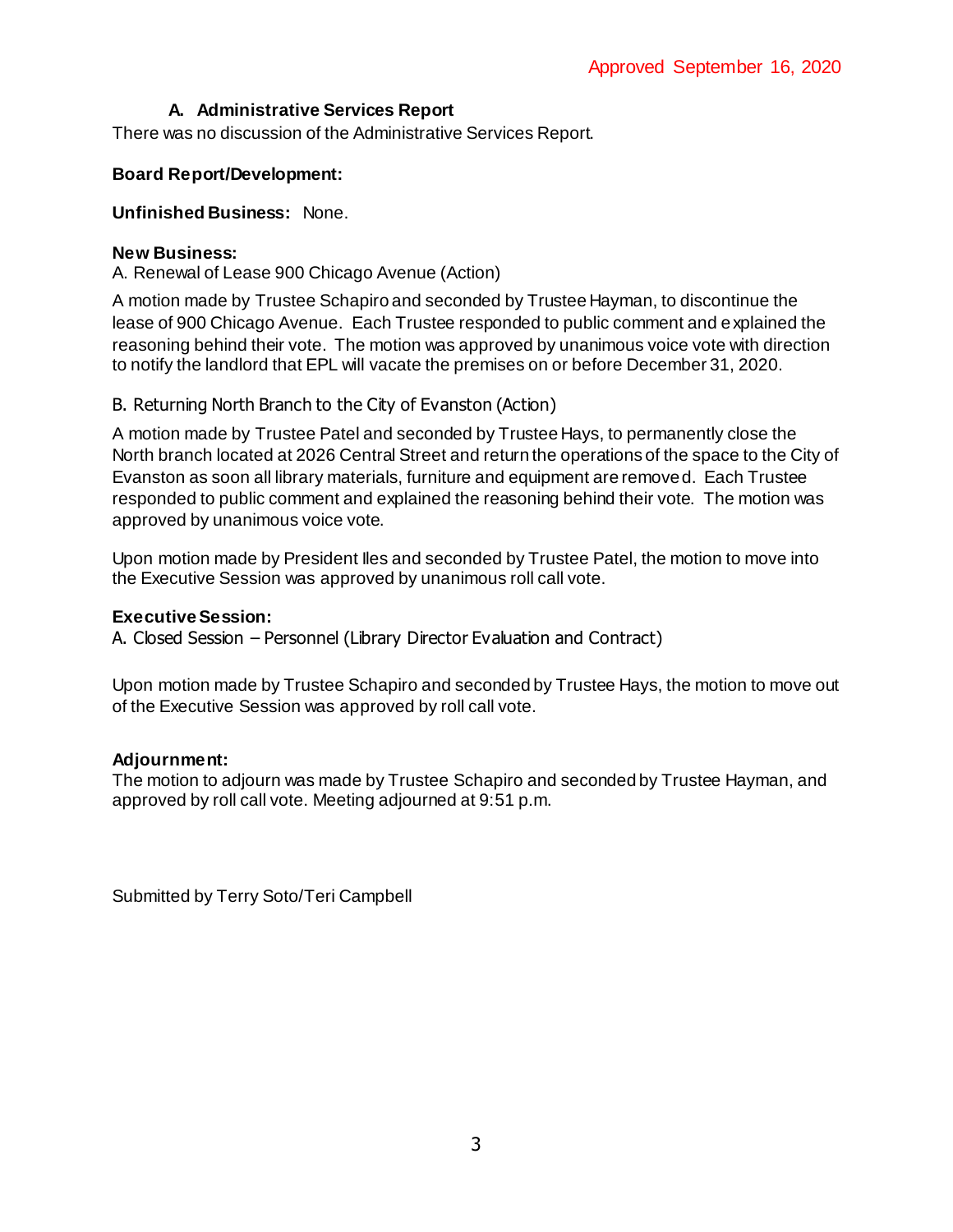Approved September 16, 2020

### A. Administrative Services Report

There was no discussion of the Administrative Services Report.

**Board Report/Development:**

**Unfinished Business:** None.

**New Business:**

A. Renewal of Lease 900 Chicago Avenue (Action)

A motion made by Trustee Schapiro and seconded by Trustee Hayman, to discontinue the lease of 900 Chicago Avenue. Each Trustee responded to public comment and explained the reasoning behind their vote. The motion was approved by unanimous voice vote with direction to notify the landlord that EPL will vacate the premises on or before December 31, 2020.

B. Returning North Branch to the City of Evanston (Action)

A motion made by Trustee Patel and seconded by Trustee Hays, to permanently close the North branch located at 2026 Central Street and return the operations of the space to the City of Evanston as soon all library materials, furniture and equipment are removed. Each Trustee responded to public comment and explained the reasoning behind their vote. The motion was approved by unanimous voice vote.

Upon motion made by President Iles and seconded by Trustee Patel, the motion to move into the Executive Session was approved by unanimous roll call vote.

**Executive Session:**

A. Closed Session – Personnel (Library Director Evaluation and Contract)

Upon motion made by Trustee Schapiro and seconded by Trustee Hays, the motion to move out of the Executive Session was approved by roll call vote.

**Adjournment:**

The motion to adjourn was made by Trustee Schapiro and seconded by Trustee Hayman, and approved by roll call vote. Meeting adjourned at 9:51 p.m.

Submitted by Terry Soto/Teri Campbell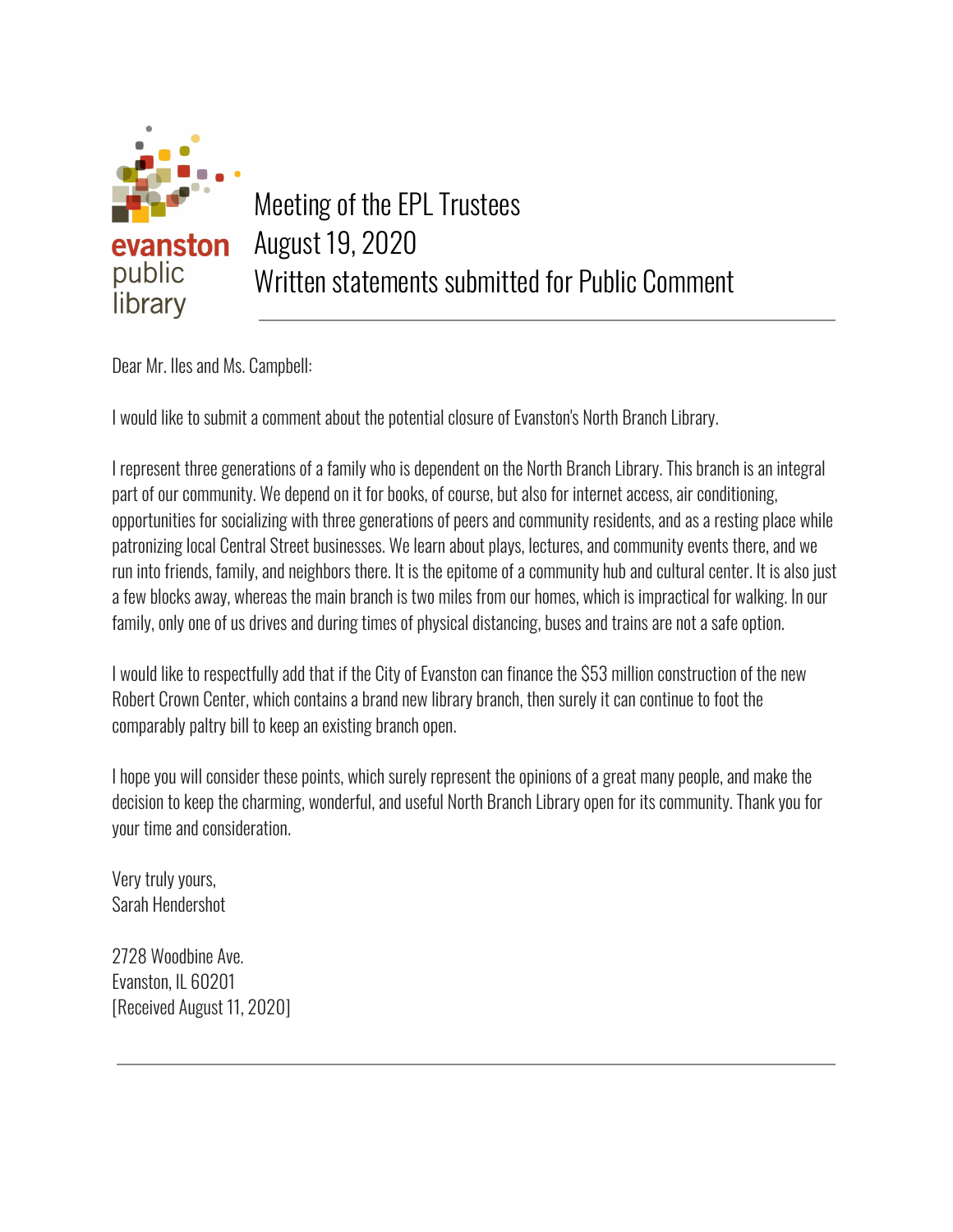# Meeting of the EPL Trustees
# August 19, 2020
# Written statements submitted for Public Comment

---

Dear Mr. Iles and Ms. Campbell:

I would like to submit a comment about the potential closure of Evanston's North Branch Library.

I represent three generations of a family who is dependent on the North Branch Library. This branch is an integral part of our community. We depend on it for books, of course, but also for internet access, air conditioning, opportunities for socializing with three generations of peers and community residents, and as a resting place while patronizing local Central Street businesses. We learn about plays, lectures, and community events there, and we run into friends, family, and neighbors there. It is the epitome of a community hub and cultural center. It is also just a few blocks away, whereas the main branch is two miles from our homes, which is impractical for walking. In our family, only one of us drives and during times of physical distancing, buses and trains are not a safe option.

I would like to respectfully add that if the City of Evanston can finance the $53 million construction of the new Robert Crown Center, which contains a brand new library branch, then surely it can continue to foot the comparably paltry bill to keep an existing branch open.

I hope you will consider these points, which surely represent the opinions of a great many people, and make the decision to keep the charming, wonderful, and useful North Branch Library open for its community. Thank you for your time and consideration.

Very truly yours,
Sarah Hendershot

2728 Woodbine Ave.
Evanston, IL 60201
[Received August 11, 2020]

---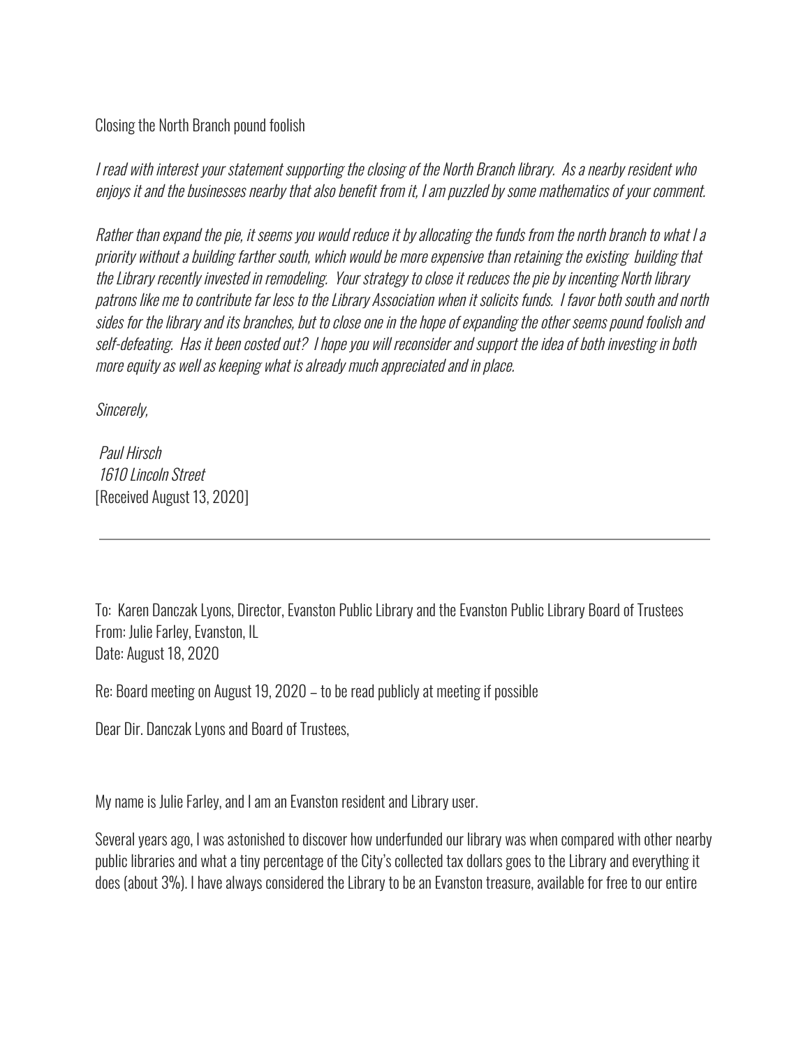Closing the North Branch pound foolish

*I read with interest your statement supporting the closing of the North Branch library. As a nearby resident who enjoys it and the businesses nearby that also benefit from it, I am puzzled by some mathematics of your comment.*

*Rather than expand the pie, it seems you would reduce it by allocating the funds from the north branch to what I a priority without a building farther south, which would be more expensive than retaining the existing building that the Library recently invested in remodeling. Your strategy to close it reduces the pie by incenting North library patrons like me to contribute far less to the Library Association when it solicits funds. I favor both south and north sides for the library and its branches, but to close one in the hope of expanding the other seems pound foolish and self-defeating. Has it been costed out? I hope you will reconsider and support the idea of both investing in both more equity as well as keeping what is already much appreciated and in place.*

*Sincerely,*

*Paul Hirsch*
*1610 Lincoln Street*
[Received August 13, 2020]

---

To: Karen Danczak Lyons, Director, Evanston Public Library and the Evanston Public Library Board of Trustees
From: Julie Farley, Evanston, IL
Date: August 18, 2020

Re: Board meeting on August 19, 2020 – to be read publicly at meeting if possible

Dear Dir. Danczak Lyons and Board of Trustees,

My name is Julie Farley, and I am an Evanston resident and Library user.

Several years ago, I was astonished to discover how underfunded our library was when compared with other nearby public libraries and what a tiny percentage of the City's collected tax dollars goes to the Library and everything it does (about 3%). I have always considered the Library to be an Evanston treasure, available for free to our entire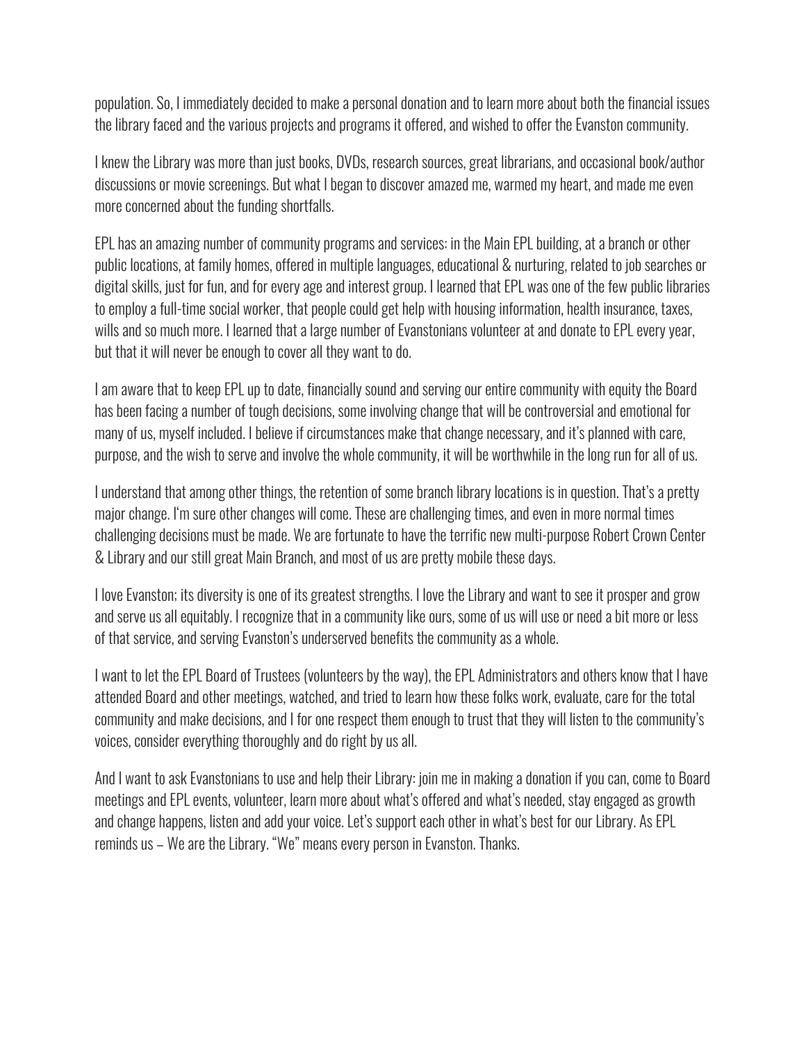population. So, I immediately decided to make a personal donation and to learn more about both the financial issues the library faced and the various projects and programs it offered, and wished to offer the Evanston community.

I knew the Library was more than just books, DVDs, research sources, great librarians, and occasional book/author discussions or movie screenings. But what I began to discover amazed me, warmed my heart, and made me even more concerned about the funding shortfalls.

EPL has an amazing number of community programs and services: in the Main EPL building, at a branch or other public locations, at family homes, offered in multiple languages, educational & nurturing, related to job searches or digital skills, just for fun, and for every age and interest group. I learned that EPL was one of the few public libraries to employ a full-time social worker, that people could get help with housing information, health insurance, taxes, wills and so much more. I learned that a large number of Evanstonians volunteer at and donate to EPL every year, but that it will never be enough to cover all they want to do.

I am aware that to keep EPL up to date, financially sound and serving our entire community with equity the Board has been facing a number of tough decisions, some involving change that will be controversial and emotional for many of us, myself included. I believe if circumstances make that change necessary, and it's planned with care, purpose, and the wish to serve and involve the whole community, it will be worthwhile in the long run for all of us.

I understand that among other things, the retention of some branch library locations is in question. That's a pretty major change. I'm sure other changes will come. These are challenging times, and even in more normal times challenging decisions must be made. We are fortunate to have the terrific new multi-purpose Robert Crown Center & Library and our still great Main Branch, and most of us are pretty mobile these days.

I love Evanston; its diversity is one of its greatest strengths. I love the Library and want to see it prosper and grow and serve us all equitably. I recognize that in a community like ours, some of us will use or need a bit more or less of that service, and serving Evanston's underserved benefits the community as a whole.

I want to let the EPL Board of Trustees (volunteers by the way), the EPL Administrators and others know that I have attended Board and other meetings, watched, and tried to learn how these folks work, evaluate, care for the total community and make decisions, and I for one respect them enough to trust that they will listen to the community's voices, consider everything thoroughly and do right by us all.

And I want to ask Evanstonians to use and help their Library: join me in making a donation if you can, come to Board meetings and EPL events, volunteer, learn more about what's offered and what's needed, stay engaged as growth and change happens, listen and add your voice. Let's support each other in what's best for our Library. As EPL reminds us – We are the Library. "We" means every person in Evanston. Thanks.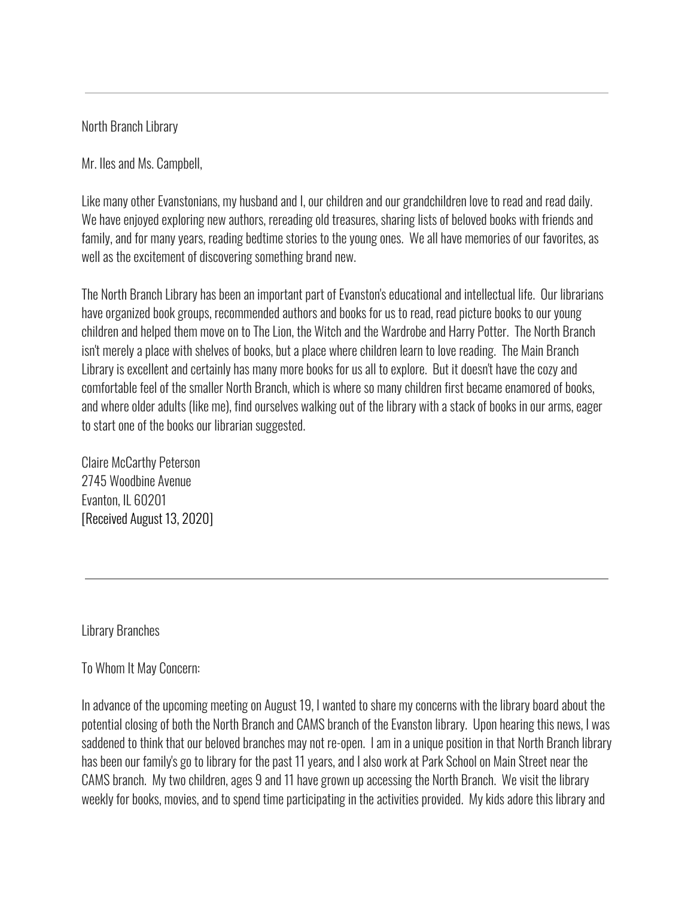---

North Branch Library

Mr. Iles and Ms. Campbell,

Like many other Evanstonians, my husband and I, our children and our grandchildren love to read and read daily. We have enjoyed exploring new authors, rereading old treasures, sharing lists of beloved books with friends and family, and for many years, reading bedtime stories to the young ones. We all have memories of our favorites, as well as the excitement of discovering something brand new.

The North Branch Library has been an important part of Evanston's educational and intellectual life. Our librarians have organized book groups, recommended authors and books for us to read, read picture books to our young children and helped them move on to The Lion, the Witch and the Wardrobe and Harry Potter. The North Branch isn't merely a place with shelves of books, but a place where children learn to love reading. The Main Branch Library is excellent and certainly has many more books for us all to explore. But it doesn't have the cozy and comfortable feel of the smaller North Branch, which is where so many children first became enamored of books, and where older adults (like me), find ourselves walking out of the library with a stack of books in our arms, eager to start one of the books our librarian suggested.

Claire McCarthy Peterson  
2745 Woodbine Avenue  
Evanton, IL 60201  
[Received August 13, 2020]

---

Library Branches

To Whom It May Concern:

In advance of the upcoming meeting on August 19, I wanted to share my concerns with the library board about the potential closing of both the North Branch and CAMS branch of the Evanston library. Upon hearing this news, I was saddened to think that our beloved branches may not re-open. I am in a unique position in that North Branch library has been our family's go to library for the past 11 years, and I also work at Park School on Main Street near the CAMS branch. My two children, ages 9 and 11 have grown up accessing the North Branch. We visit the library weekly for books, movies, and to spend time participating in the activities provided. My kids adore this library and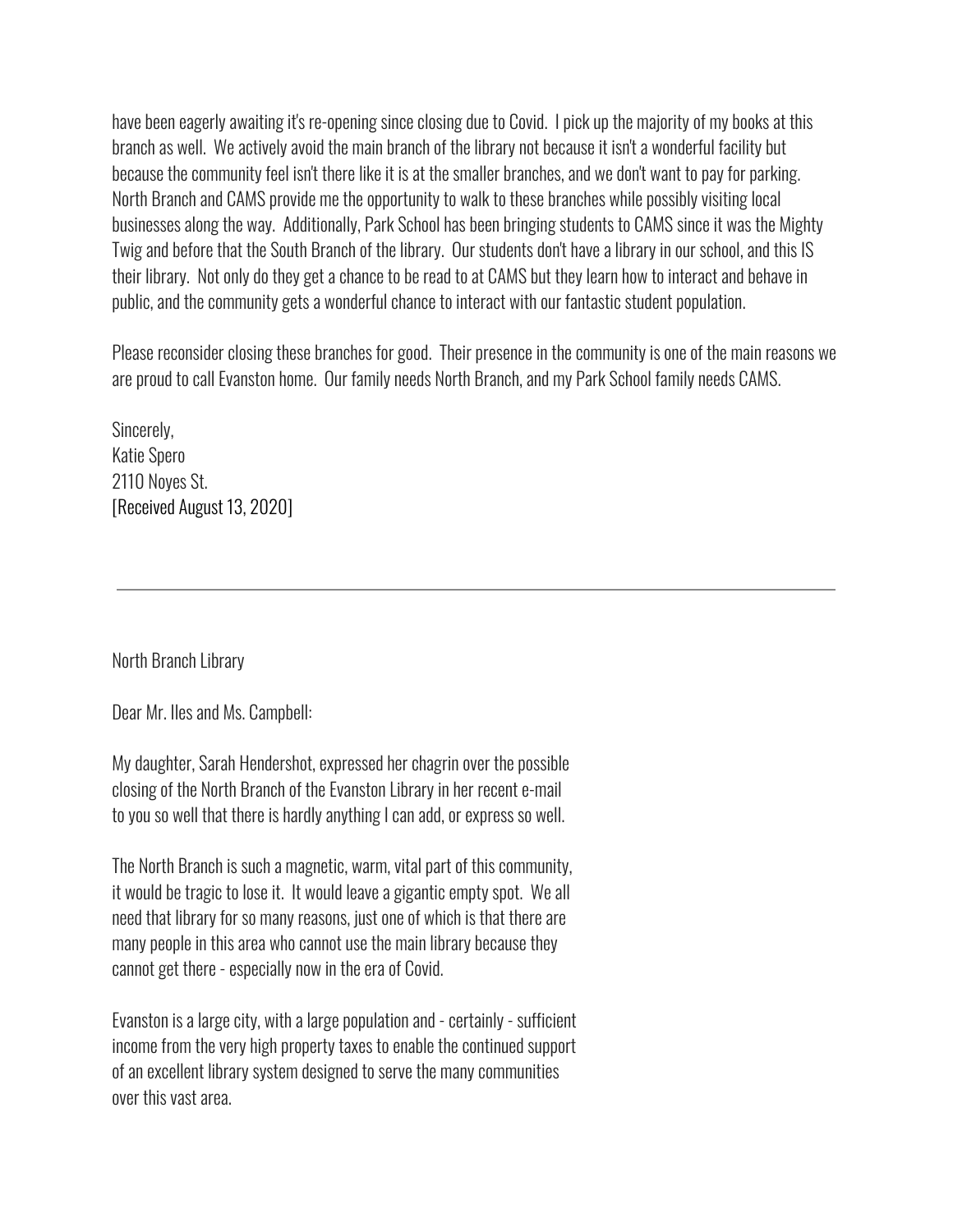have been eagerly awaiting it's re-opening since closing due to Covid. I pick up the majority of my books at this branch as well. We actively avoid the main branch of the library not because it isn't a wonderful facility but because the community feel isn't there like it is at the smaller branches, and we don't want to pay for parking. North Branch and CAMS provide me the opportunity to walk to these branches while possibly visiting local businesses along the way. Additionally, Park School has been bringing students to CAMS since it was the Mighty Twig and before that the South Branch of the library. Our students don't have a library in our school, and this IS their library. Not only do they get a chance to be read to at CAMS but they learn how to interact and behave in public, and the community gets a wonderful chance to interact with our fantastic student population.

Please reconsider closing these branches for good. Their presence in the community is one of the main reasons we are proud to call Evanston home. Our family needs North Branch, and my Park School family needs CAMS.

Sincerely,
Katie Spero
2110 Noyes St.
[Received August 13, 2020]

---

North Branch Library

Dear Mr. Iles and Ms. Campbell:

My daughter, Sarah Hendershot, expressed her chagrin over the possible closing of the North Branch of the Evanston Library in her recent e-mail to you so well that there is hardly anything I can add, or express so well.

The North Branch is such a magnetic, warm, vital part of this community, it would be tragic to lose it. It would leave a gigantic empty spot. We all need that library for so many reasons, just one of which is that there are many people in this area who cannot use the main library because they cannot get there - especially now in the era of Covid.

Evanston is a large city, with a large population and - certainly - sufficient income from the very high property taxes to enable the continued support of an excellent library system designed to serve the many communities over this vast area.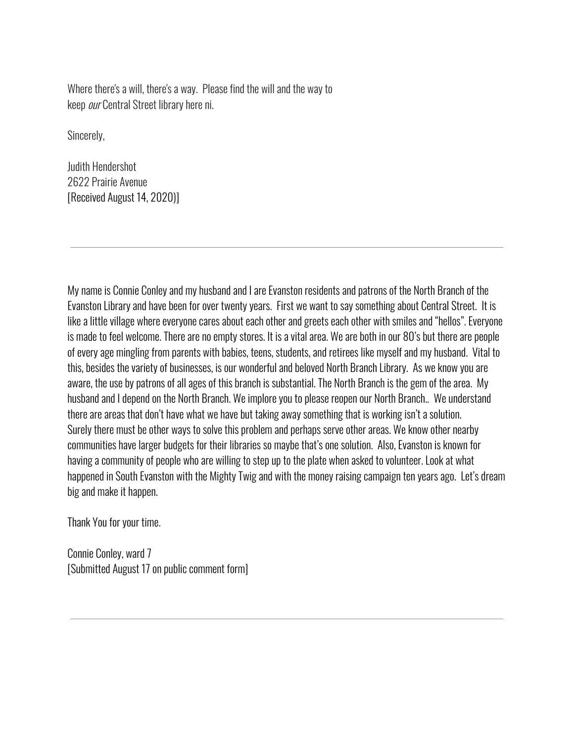Where there's a will, there's a way.  Please find the will and the way to keep *our* Central Street library here ni.

Sincerely,

Judith Hendershot
2622 Prairie Avenue
[Received August 14, 2020)]

---

My name is Connie Conley and my husband and I are Evanston residents and patrons of the North Branch of the Evanston Library and have been for over twenty years.  First we want to say something about Central Street.  It is like a little village where everyone cares about each other and greets each other with smiles and "hellos". Everyone is made to feel welcome. There are no empty stores. It is a vital area. We are both in our 80's but there are people of every age mingling from parents with babies, teens, students, and retirees like myself and my husband.  Vital to this, besides the variety of businesses, is our wonderful and beloved North Branch Library.  As we know you are aware, the use by patrons of all ages of this branch is substantial. The North Branch is the gem of the area.  My husband and I depend on the North Branch. We implore you to please reopen our North Branch..  We understand there are areas that don't have what we have but taking away something that is working isn't a solution. Surely there must be other ways to solve this problem and perhaps serve other areas. We know other nearby communities have larger budgets for their libraries so maybe that's one solution.  Also, Evanston is known for having a community of people who are willing to step up to the plate when asked to volunteer. Look at what happened in South Evanston with the Mighty Twig and with the money raising campaign ten years ago.  Let's dream big and make it happen.

Thank You for your time.

Connie Conley, ward 7
[Submitted August 17 on public comment form]

---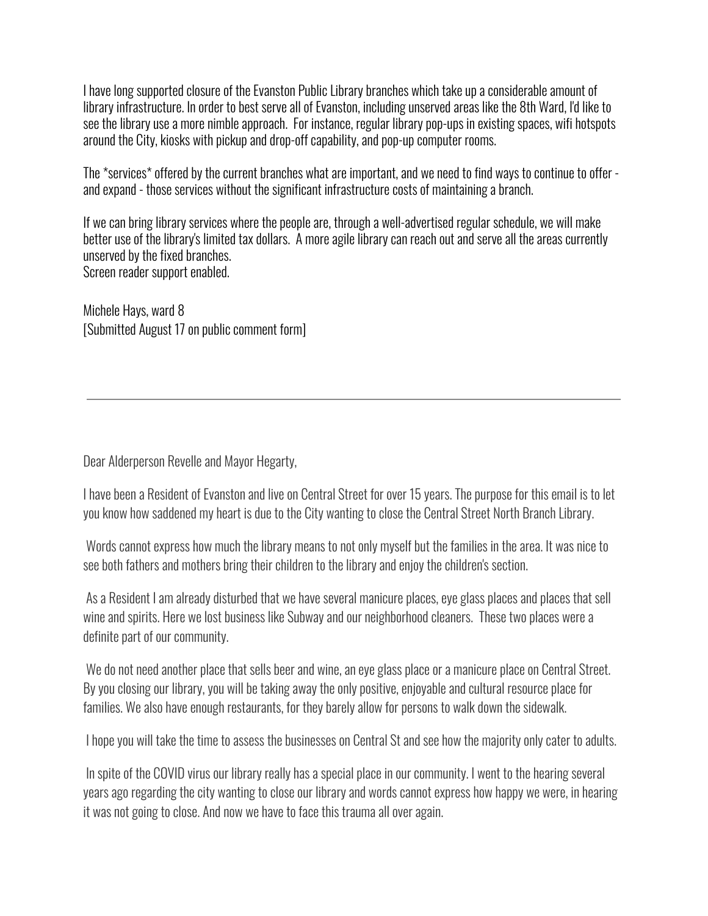I have long supported closure of the Evanston Public Library branches which take up a considerable amount of library infrastructure. In order to best serve all of Evanston, including unserved areas like the 8th Ward, I'd like to see the library use a more nimble approach. For instance, regular library pop-ups in existing spaces, wifi hotspots around the City, kiosks with pickup and drop-off capability, and pop-up computer rooms.

The *services* offered by the current branches what are important, and we need to find ways to continue to offer - and expand - those services without the significant infrastructure costs of maintaining a branch.

If we can bring library services where the people are, through a well-advertised regular schedule, we will make better use of the library's limited tax dollars. A more agile library can reach out and serve all the areas currently unserved by the fixed branches.
Screen reader support enabled.

Michele Hays, ward 8
[Submitted August 17 on public comment form]

---

Dear Alderperson Revelle and Mayor Hegarty,

I have been a Resident of Evanston and live on Central Street for over 15 years. The purpose for this email is to let you know how saddened my heart is due to the City wanting to close the Central Street North Branch Library.

Words cannot express how much the library means to not only myself but the families in the area. It was nice to see both fathers and mothers bring their children to the library and enjoy the children's section.

As a Resident I am already disturbed that we have several manicure places, eye glass places and places that sell wine and spirits. Here we lost business like Subway and our neighborhood cleaners. These two places were a definite part of our community.

We do not need another place that sells beer and wine, an eye glass place or a manicure place on Central Street. By you closing our library, you will be taking away the only positive, enjoyable and cultural resource place for families. We also have enough restaurants, for they barely allow for persons to walk down the sidewalk.

I hope you will take the time to assess the businesses on Central St and see how the majority only cater to adults.

In spite of the COVID virus our library really has a special place in our community. I went to the hearing several years ago regarding the city wanting to close our library and words cannot express how happy we were, in hearing it was not going to close. And now we have to face this trauma all over again.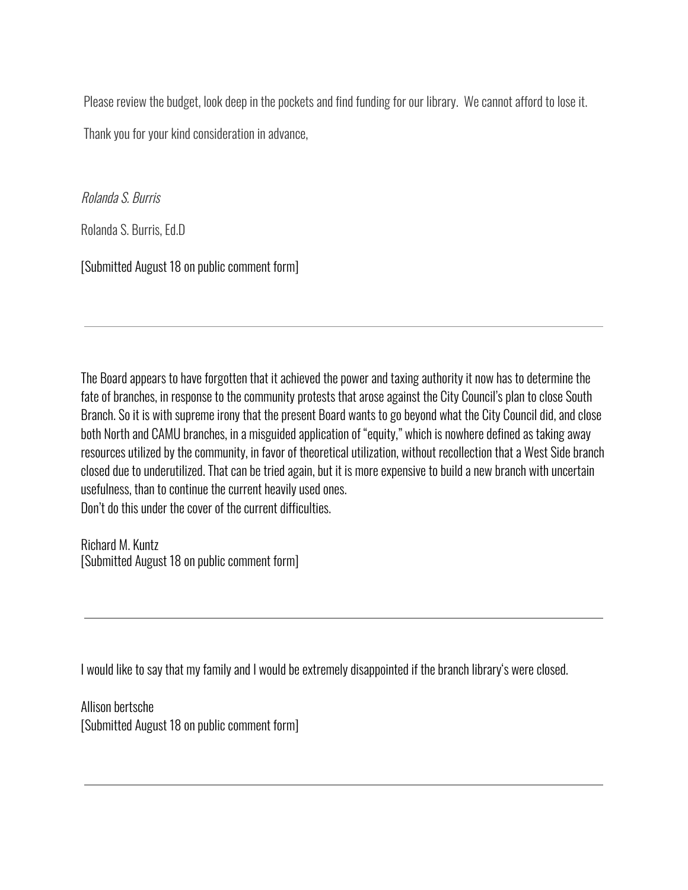Please review the budget, look deep in the pockets and find funding for our library.  We cannot afford to lose it.

Thank you for your kind consideration in advance,

*Rolanda S. Burris*

Rolanda S. Burris, Ed.D

[Submitted August 18 on public comment form]

---

The Board appears to have forgotten that it achieved the power and taxing authority it now has to determine the fate of branches, in response to the community protests that arose against the City Council's plan to close South Branch. So it is with supreme irony that the present Board wants to go beyond what the City Council did, and close both North and CAMU branches, in a misguided application of "equity," which is nowhere defined as taking away resources utilized by the community, in favor of theoretical utilization, without recollection that a West Side branch closed due to underutilized. That can be tried again, but it is more expensive to build a new branch with uncertain usefulness, than to continue the current heavily used ones.
Don't do this under the cover of the current difficulties.

Richard M. Kuntz
[Submitted August 18 on public comment form]

---

I would like to say that my family and I would be extremely disappointed if the branch library's were closed.

Allison bertsche
[Submitted August 18 on public comment form]

---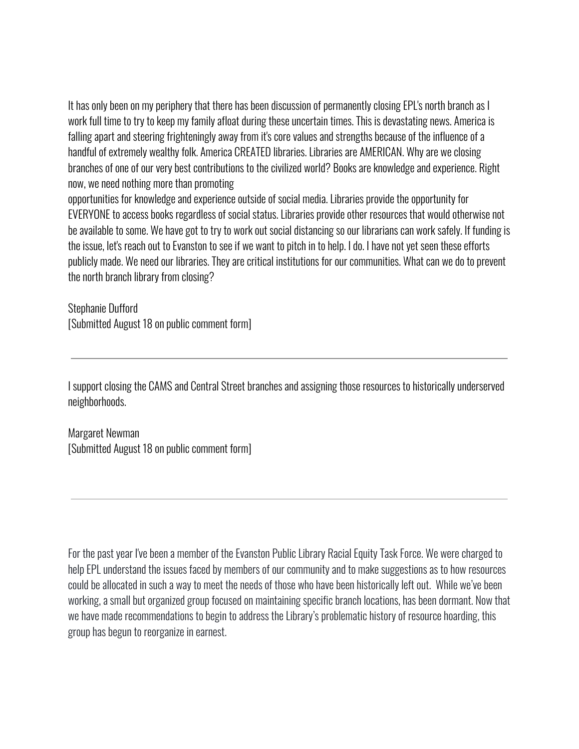It has only been on my periphery that there has been discussion of permanently closing EPL's north branch as I work full time to try to keep my family afloat during these uncertain times. This is devastating news. America is falling apart and steering frighteningly away from it's core values and strengths because of the influence of a handful of extremely wealthy folk. America CREATED libraries. Libraries are AMERICAN. Why are we closing branches of one of our very best contributions to the civilized world? Books are knowledge and experience. Right now, we need nothing more than promoting opportunities for knowledge and experience outside of social media. Libraries provide the opportunity for EVERYONE to access books regardless of social status. Libraries provide other resources that would otherwise not be available to some. We have got to try to work out social distancing so our librarians can work safely. If funding is the issue, let's reach out to Evanston to see if we want to pitch in to help. I do. I have not yet seen these efforts publicly made. We need our libraries. They are critical institutions for our communities. What can we do to prevent the north branch library from closing?

Stephanie Dufford
[Submitted August 18 on public comment form]

---

I support closing the CAMS and Central Street branches and assigning those resources to historically underserved neighborhoods.

Margaret Newman
[Submitted August 18 on public comment form]

---

For the past year I've been a member of the Evanston Public Library Racial Equity Task Force. We were charged to help EPL understand the issues faced by members of our community and to make suggestions as to how resources could be allocated in such a way to meet the needs of those who have been historically left out. While we've been working, a small but organized group focused on maintaining specific branch locations, has been dormant. Now that we have made recommendations to begin to address the Library's problematic history of resource hoarding, this group has begun to reorganize in earnest.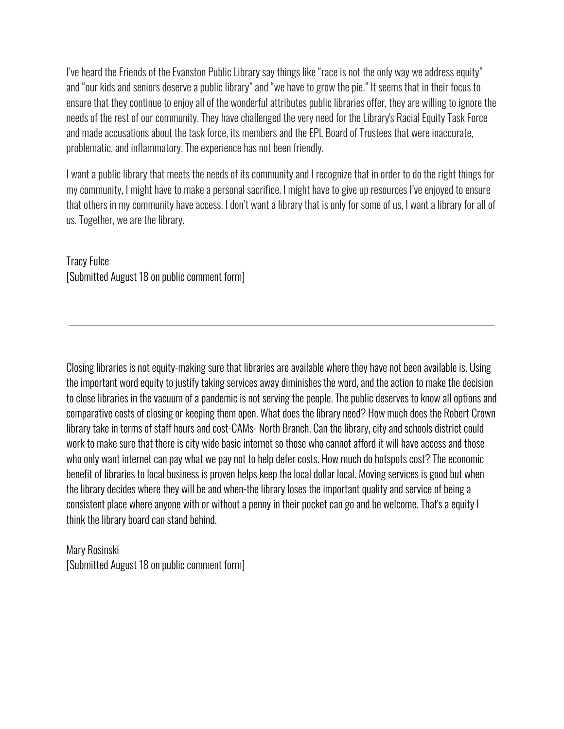I've heard the Friends of the Evanston Public Library say things like "race is not the only way we address equity" and "our kids and seniors deserve a public library" and "we have to grow the pie." It seems that in their focus to ensure that they continue to enjoy all of the wonderful attributes public libraries offer, they are willing to ignore the needs of the rest of our community. They have challenged the very need for the Library's Racial Equity Task Force and made accusations about the task force, its members and the EPL Board of Trustees that were inaccurate, problematic, and inflammatory. The experience has not been friendly.

I want a public library that meets the needs of its community and I recognize that in order to do the right things for my community, I might have to make a personal sacrifice. I might have to give up resources I've enjoyed to ensure that others in my community have access. I don't want a library that is only for some of us, I want a library for all of us. Together, we are the library.

Tracy Fulce
[Submitted August 18 on public comment form]

---

Closing libraries is not equity-making sure that libraries are available where they have not been available is. Using the important word equity to justify taking services away diminishes the word, and the action to make the decision to close libraries in the vacuum of a pandemic is not serving the people. The public deserves to know all options and comparative costs of closing or keeping them open. What does the library need? How much does the Robert Crown library take in terms of staff hours and cost-CAMs- North Branch. Can the library, city and schools district could work to make sure that there is city wide basic internet so those who cannot afford it will have access and those who only want internet can pay what we pay not to help defer costs. How much do hotspots cost? The economic benefit of libraries to local business is proven helps keep the local dollar local. Moving services is good but when the library decides where they will be and when-the library loses the important quality and service of being a consistent place where anyone with or without a penny in their pocket can go and be welcome. That's a equity I think the library board can stand behind.

Mary Rosinski
[Submitted August 18 on public comment form]

---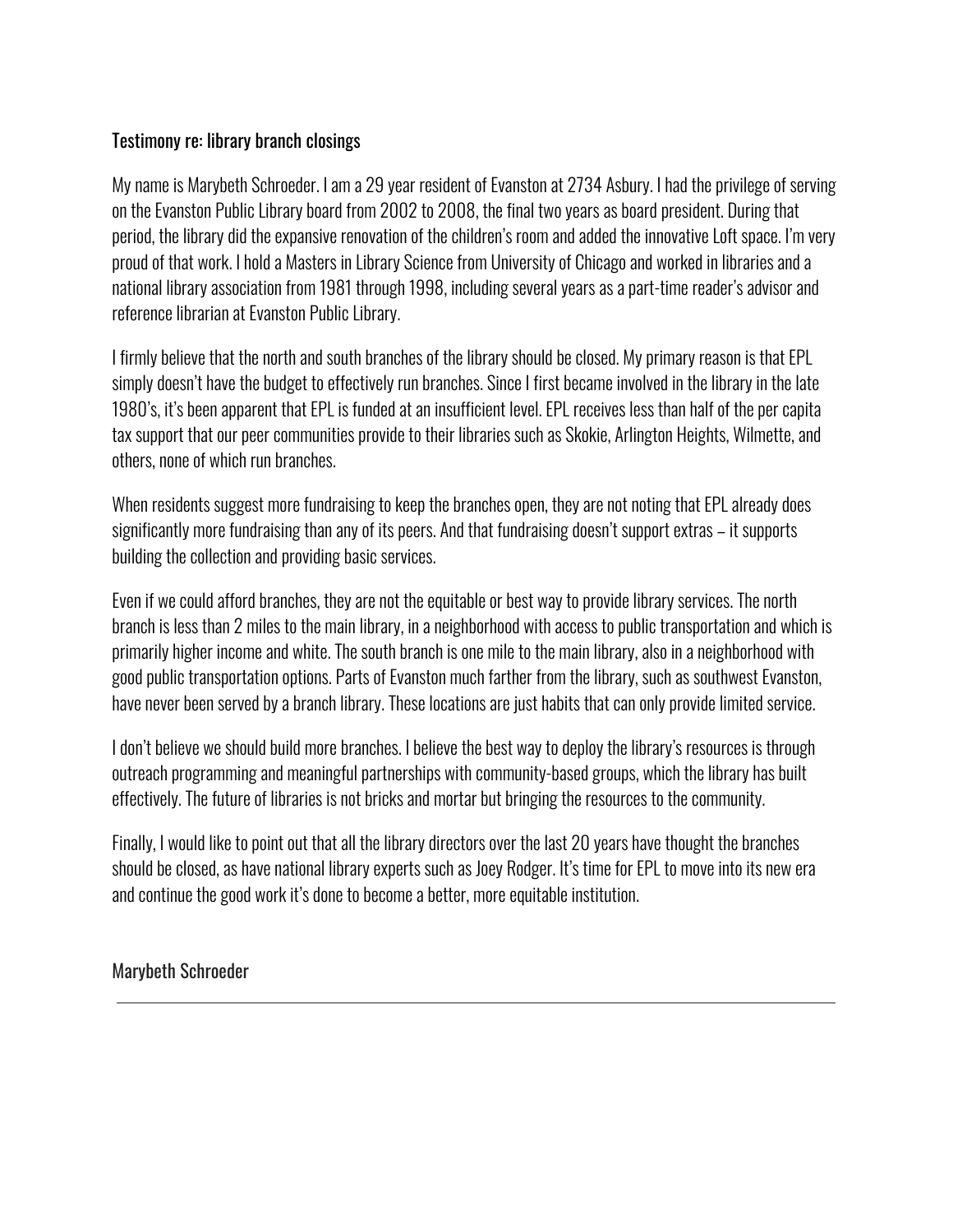Testimony re: library branch closings

My name is Marybeth Schroeder. I am a 29 year resident of Evanston at 2734 Asbury. I had the privilege of serving on the Evanston Public Library board from 2002 to 2008, the final two years as board president. During that period, the library did the expansive renovation of the children's room and added the innovative Loft space. I'm very proud of that work. I hold a Masters in Library Science from University of Chicago and worked in libraries and a national library association from 1981 through 1998, including several years as a part-time reader's advisor and reference librarian at Evanston Public Library.

I firmly believe that the north and south branches of the library should be closed. My primary reason is that EPL simply doesn't have the budget to effectively run branches. Since I first became involved in the library in the late 1980's, it's been apparent that EPL is funded at an insufficient level. EPL receives less than half of the per capita tax support that our peer communities provide to their libraries such as Skokie, Arlington Heights, Wilmette, and others, none of which run branches.

When residents suggest more fundraising to keep the branches open, they are not noting that EPL already does significantly more fundraising than any of its peers. And that fundraising doesn't support extras – it supports building the collection and providing basic services.

Even if we could afford branches, they are not the equitable or best way to provide library services. The north branch is less than 2 miles to the main library, in a neighborhood with access to public transportation and which is primarily higher income and white. The south branch is one mile to the main library, also in a neighborhood with good public transportation options. Parts of Evanston much farther from the library, such as southwest Evanston, have never been served by a branch library. These locations are just habits that can only provide limited service.

I don't believe we should build more branches. I believe the best way to deploy the library's resources is through outreach programming and meaningful partnerships with community-based groups, which the library has built effectively. The future of libraries is not bricks and mortar but bringing the resources to the community.

Finally, I would like to point out that all the library directors over the last 20 years have thought the branches should be closed, as have national library experts such as Joey Rodger. It's time for EPL to move into its new era and continue the good work it's done to become a better, more equitable institution.

Marybeth Schroeder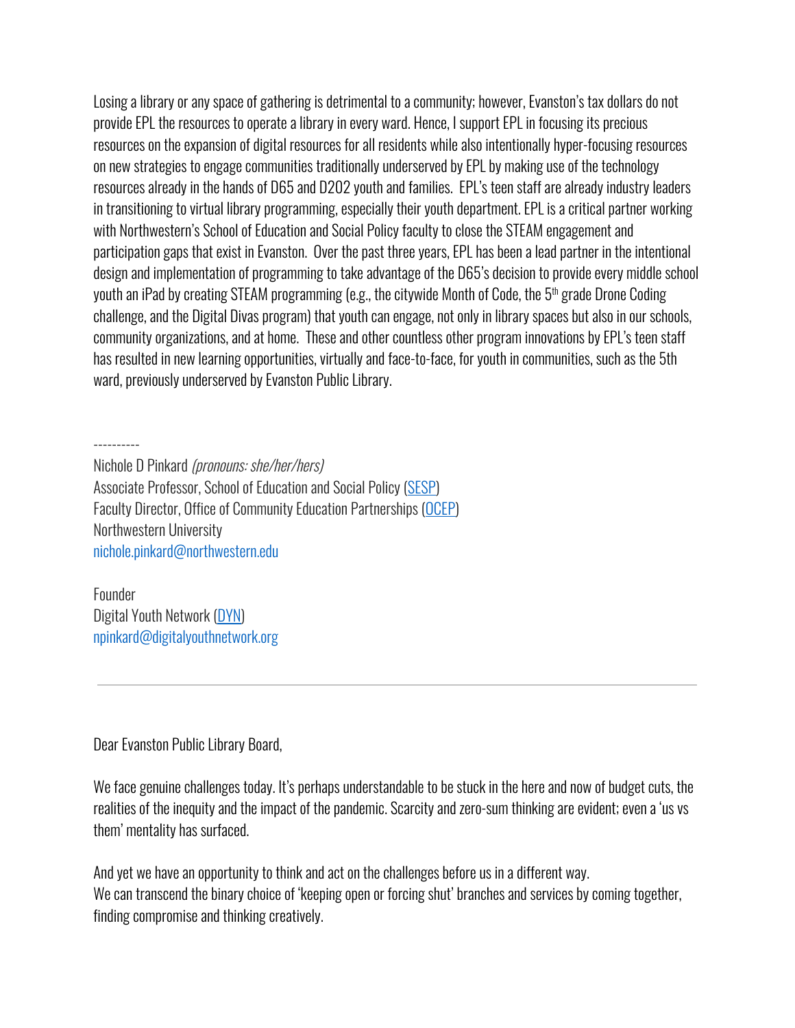Losing a library or any space of gathering is detrimental to a community; however, Evanston's tax dollars do not provide EPL the resources to operate a library in every ward. Hence, I support EPL in focusing its precious resources on the expansion of digital resources for all residents while also intentionally hyper-focusing resources on new strategies to engage communities traditionally underserved by EPL by making use of the technology resources already in the hands of D65 and D202 youth and families. EPL's teen staff are already industry leaders in transitioning to virtual library programming, especially their youth department. EPL is a critical partner working with Northwestern's School of Education and Social Policy faculty to close the STEAM engagement and participation gaps that exist in Evanston. Over the past three years, EPL has been a lead partner in the intentional design and implementation of programming to take advantage of the D65's decision to provide every middle school youth an iPad by creating STEAM programming (e.g., the citywide Month of Code, the 5th grade Drone Coding challenge, and the Digital Divas program) that youth can engage, not only in library spaces but also in our schools, community organizations, and at home. These and other countless other program innovations by EPL's teen staff has resulted in new learning opportunities, virtually and face-to-face, for youth in communities, such as the 5th ward, previously underserved by Evanston Public Library.

----------

Nichole D Pinkard *(pronouns: she/her/hers)*
Associate Professor, School of Education and Social Policy (SESP)
Faculty Director, Office of Community Education Partnerships (OCEP)
Northwestern University
nichole.pinkard@northwestern.edu

Founder
Digital Youth Network (DYN)
npinkard@digitalyouthnetwork.org

---

Dear Evanston Public Library Board,

We face genuine challenges today. It's perhaps understandable to be stuck in the here and now of budget cuts, the realities of the inequity and the impact of the pandemic. Scarcity and zero-sum thinking are evident; even a 'us vs them' mentality has surfaced.

And yet we have an opportunity to think and act on the challenges before us in a different way.
We can transcend the binary choice of 'keeping open or forcing shut' branches and services by coming together, finding compromise and thinking creatively.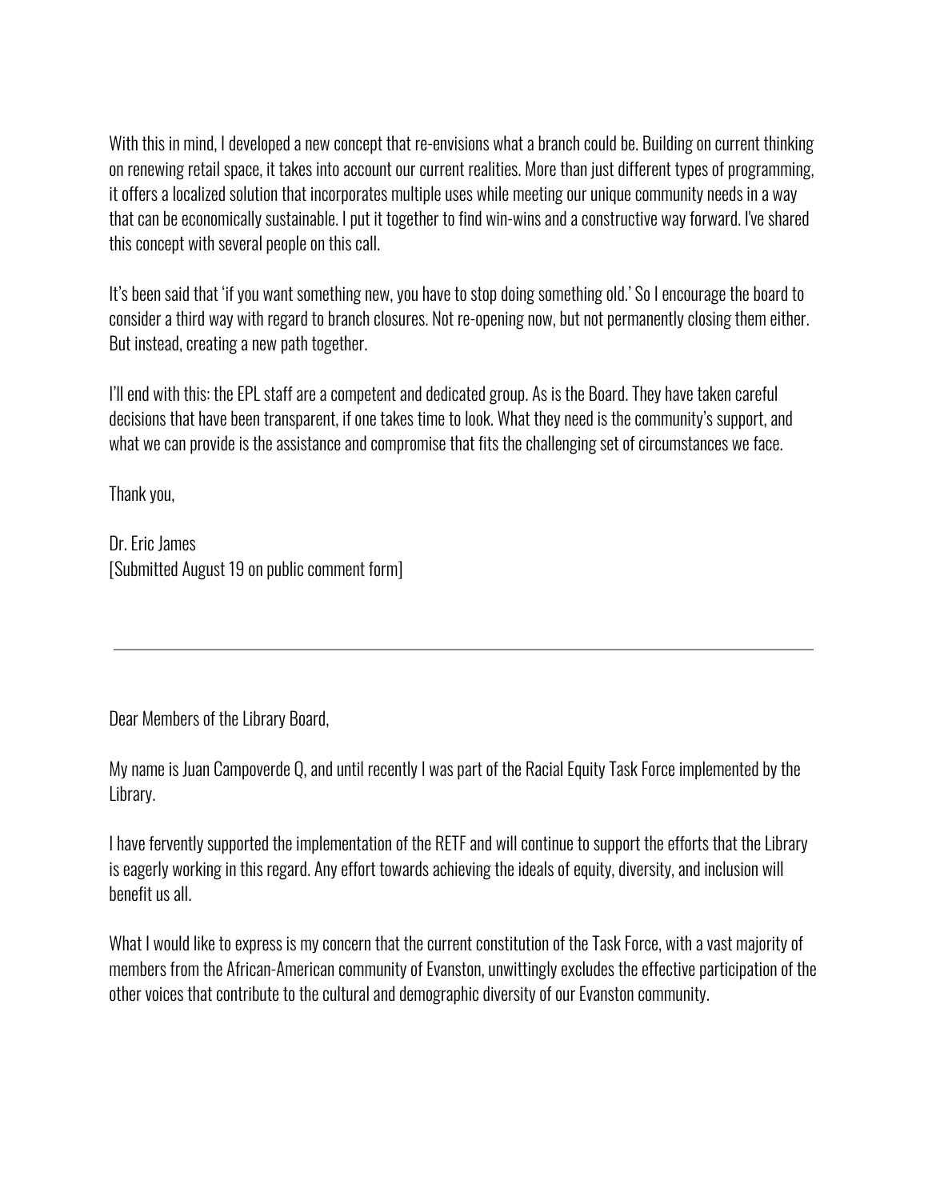With this in mind, I developed a new concept that re-envisions what a branch could be. Building on current thinking on renewing retail space, it takes into account our current realities. More than just different types of programming, it offers a localized solution that incorporates multiple uses while meeting our unique community needs in a way that can be economically sustainable. I put it together to find win-wins and a constructive way forward. I've shared this concept with several people on this call.

It's been said that 'if you want something new, you have to stop doing something old.' So I encourage the board to consider a third way with regard to branch closures. Not re-opening now, but not permanently closing them either. But instead, creating a new path together.

I'll end with this: the EPL staff are a competent and dedicated group. As is the Board. They have taken careful decisions that have been transparent, if one takes time to look. What they need is the community's support, and what we can provide is the assistance and compromise that fits the challenging set of circumstances we face.

Thank you,

Dr. Eric James
[Submitted August 19 on public comment form]

---

Dear Members of the Library Board,

My name is Juan Campoverde Q, and until recently I was part of the Racial Equity Task Force implemented by the Library.

I have fervently supported the implementation of the RETF and will continue to support the efforts that the Library is eagerly working in this regard. Any effort towards achieving the ideals of equity, diversity, and inclusion will benefit us all.

What I would like to express is my concern that the current constitution of the Task Force, with a vast majority of members from the African-American community of Evanston, unwittingly excludes the effective participation of the other voices that contribute to the cultural and demographic diversity of our Evanston community.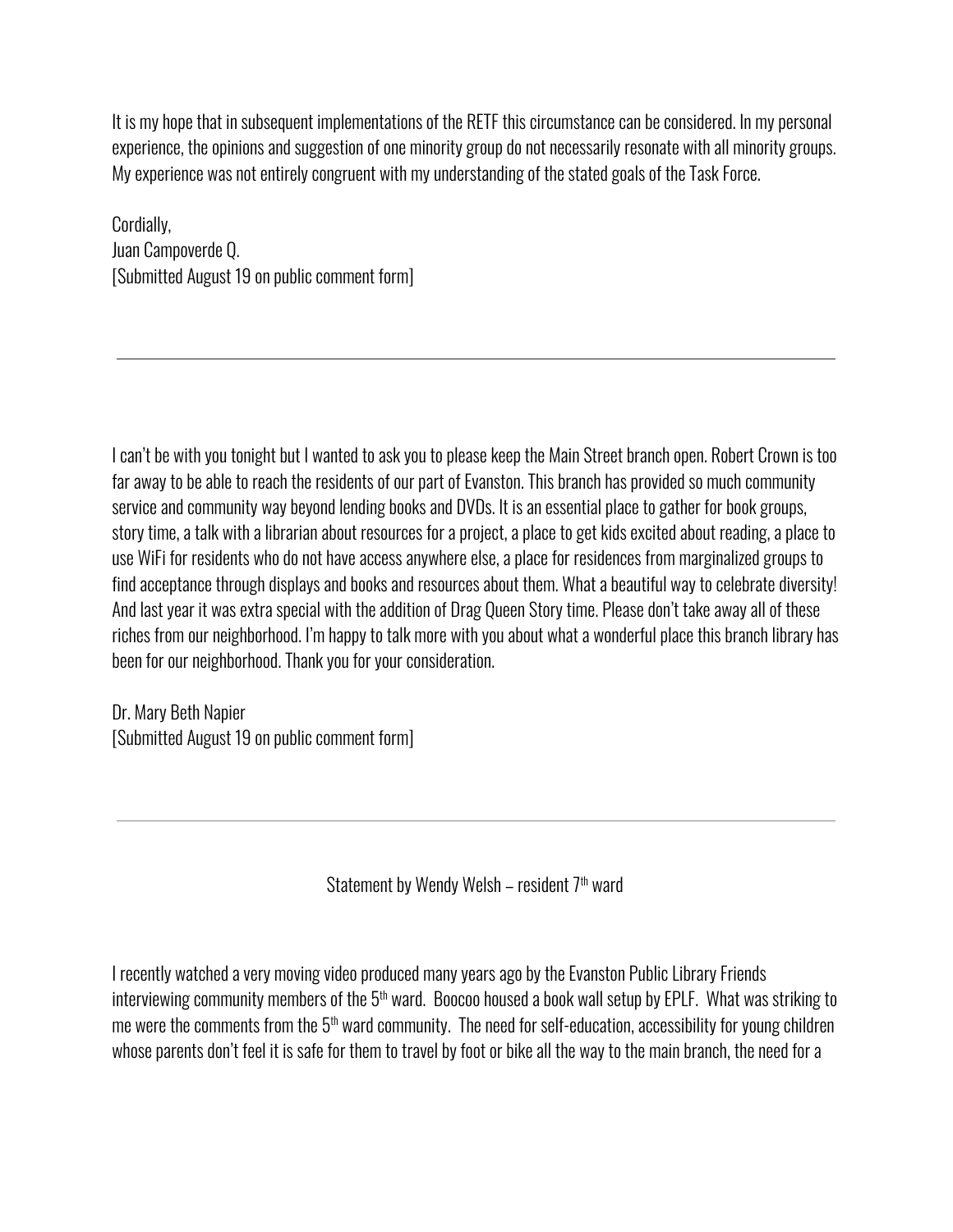It is my hope that in subsequent implementations of the RETF this circumstance can be considered. In my personal experience, the opinions and suggestion of one minority group do not necessarily resonate with all minority groups. My experience was not entirely congruent with my understanding of the stated goals of the Task Force.

Cordially,
Juan Campoverde Q.
[Submitted August 19 on public comment form]

---

I can't be with you tonight but I wanted to ask you to please keep the Main Street branch open. Robert Crown is too far away to be able to reach the residents of our part of Evanston. This branch has provided so much community service and community way beyond lending books and DVDs. It is an essential place to gather for book groups, story time, a talk with a librarian about resources for a project, a place to get kids excited about reading, a place to use WiFi for residents who do not have access anywhere else, a place for residences from marginalized groups to find acceptance through displays and books and resources about them. What a beautiful way to celebrate diversity! And last year it was extra special with the addition of Drag Queen Story time. Please don't take away all of these riches from our neighborhood. I'm happy to talk more with you about what a wonderful place this branch library has been for our neighborhood. Thank you for your consideration.

Dr. Mary Beth Napier
[Submitted August 19 on public comment form]

---

Statement by Wendy Welsh – resident 7th ward

I recently watched a very moving video produced many years ago by the Evanston Public Library Friends interviewing community members of the 5th ward. Boocoo housed a book wall setup by EPLF. What was striking to me were the comments from the 5th ward community. The need for self-education, accessibility for young children whose parents don't feel it is safe for them to travel by foot or bike all the way to the main branch, the need for a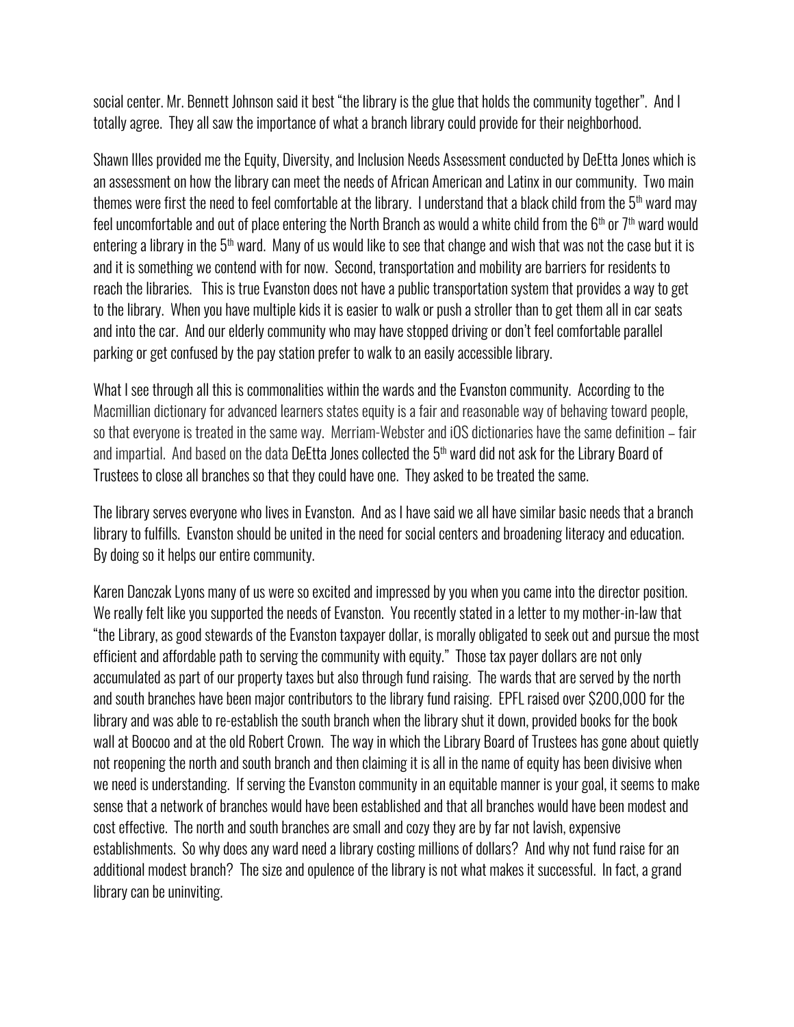social center. Mr. Bennett Johnson said it best "the library is the glue that holds the community together". And I totally agree. They all saw the importance of what a branch library could provide for their neighborhood.

Shawn Illes provided me the Equity, Diversity, and Inclusion Needs Assessment conducted by DeEtta Jones which is an assessment on how the library can meet the needs of African American and Latinx in our community. Two main themes were first the need to feel comfortable at the library. I understand that a black child from the 5th ward may feel uncomfortable and out of place entering the North Branch as would a white child from the 6th or 7th ward would entering a library in the 5th ward. Many of us would like to see that change and wish that was not the case but it is and it is something we contend with for now. Second, transportation and mobility are barriers for residents to reach the libraries. This is true Evanston does not have a public transportation system that provides a way to get to the library. When you have multiple kids it is easier to walk or push a stroller than to get them all in car seats and into the car. And our elderly community who may have stopped driving or don't feel comfortable parallel parking or get confused by the pay station prefer to walk to an easily accessible library.

What I see through all this is commonalities within the wards and the Evanston community. According to the Macmillian dictionary for advanced learners states equity is a fair and reasonable way of behaving toward people, so that everyone is treated in the same way. Merriam-Webster and iOS dictionaries have the same definition – fair and impartial. And based on the data DeEtta Jones collected the 5th ward did not ask for the Library Board of Trustees to close all branches so that they could have one. They asked to be treated the same.

The library serves everyone who lives in Evanston. And as I have said we all have similar basic needs that a branch library to fulfills. Evanston should be united in the need for social centers and broadening literacy and education. By doing so it helps our entire community.

Karen Danczak Lyons many of us were so excited and impressed by you when you came into the director position. We really felt like you supported the needs of Evanston. You recently stated in a letter to my mother-in-law that "the Library, as good stewards of the Evanston taxpayer dollar, is morally obligated to seek out and pursue the most efficient and affordable path to serving the community with equity." Those tax payer dollars are not only accumulated as part of our property taxes but also through fund raising. The wards that are served by the north and south branches have been major contributors to the library fund raising. EPFL raised over $200,000 for the library and was able to re-establish the south branch when the library shut it down, provided books for the book wall at Boocoo and at the old Robert Crown. The way in which the Library Board of Trustees has gone about quietly not reopening the north and south branch and then claiming it is all in the name of equity has been divisive when we need is understanding. If serving the Evanston community in an equitable manner is your goal, it seems to make sense that a network of branches would have been established and that all branches would have been modest and cost effective. The north and south branches are small and cozy they are by far not lavish, expensive establishments. So why does any ward need a library costing millions of dollars? And why not fund raise for an additional modest branch? The size and opulence of the library is not what makes it successful. In fact, a grand library can be uninviting.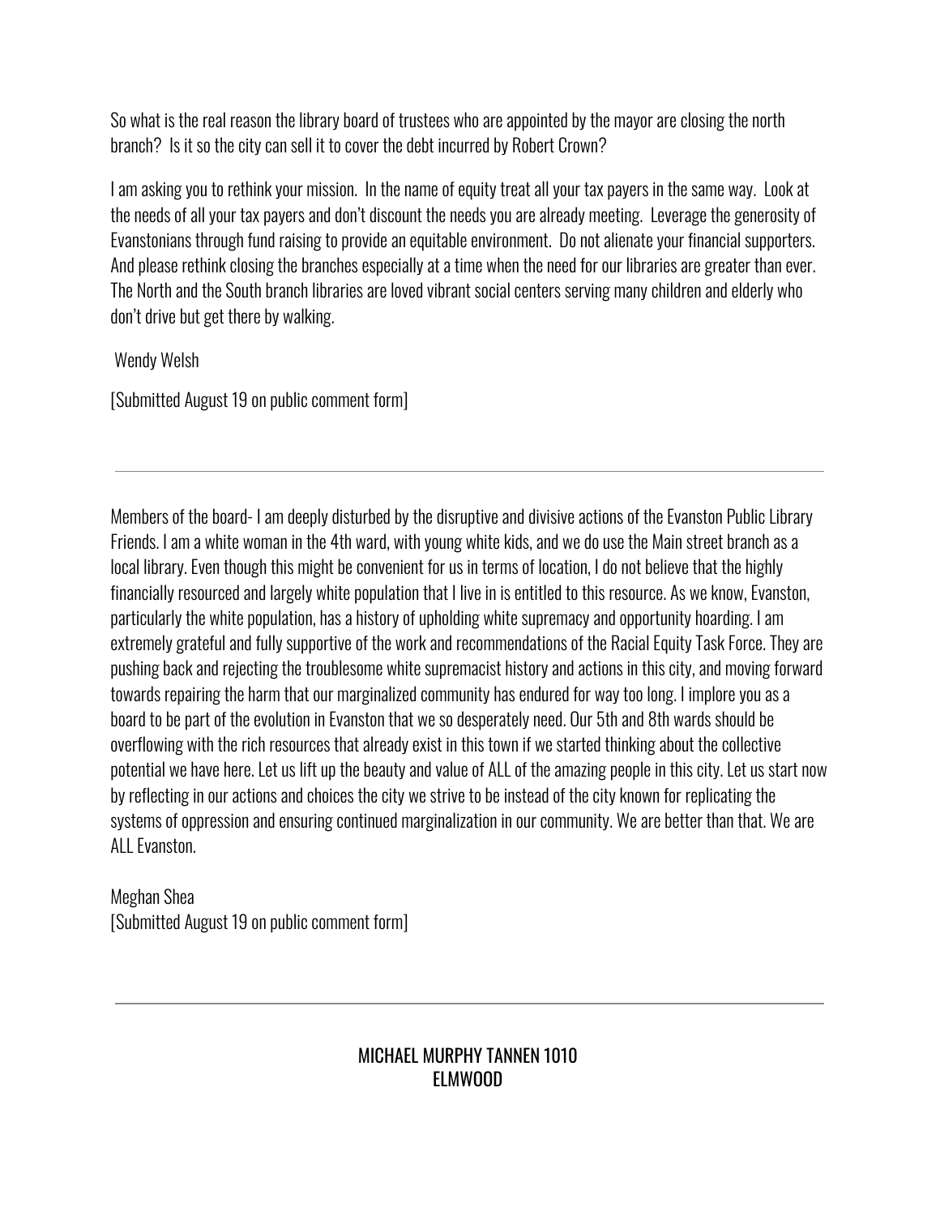So what is the real reason the library board of trustees who are appointed by the mayor are closing the north branch? Is it so the city can sell it to cover the debt incurred by Robert Crown?

I am asking you to rethink your mission. In the name of equity treat all your tax payers in the same way. Look at the needs of all your tax payers and don't discount the needs you are already meeting. Leverage the generosity of Evanstonians through fund raising to provide an equitable environment. Do not alienate your financial supporters. And please rethink closing the branches especially at a time when the need for our libraries are greater than ever. The North and the South branch libraries are loved vibrant social centers serving many children and elderly who don't drive but get there by walking.

Wendy Welsh

[Submitted August 19 on public comment form]

---

Members of the board- I am deeply disturbed by the disruptive and divisive actions of the Evanston Public Library Friends. I am a white woman in the 4th ward, with young white kids, and we do use the Main street branch as a local library. Even though this might be convenient for us in terms of location, I do not believe that the highly financially resourced and largely white population that I live in is entitled to this resource. As we know, Evanston, particularly the white population, has a history of upholding white supremacy and opportunity hoarding. I am extremely grateful and fully supportive of the work and recommendations of the Racial Equity Task Force. They are pushing back and rejecting the troublesome white supremacist history and actions in this city, and moving forward towards repairing the harm that our marginalized community has endured for way too long. I implore you as a board to be part of the evolution in Evanston that we so desperately need. Our 5th and 8th wards should be overflowing with the rich resources that already exist in this town if we started thinking about the collective potential we have here. Let us lift up the beauty and value of ALL of the amazing people in this city. Let us start now by reflecting in our actions and choices the city we strive to be instead of the city known for replicating the systems of oppression and ensuring continued marginalization in our community. We are better than that. We are ALL Evanston.

Meghan Shea
[Submitted August 19 on public comment form]

---

MICHAEL MURPHY TANNEN 1010
ELMWOOD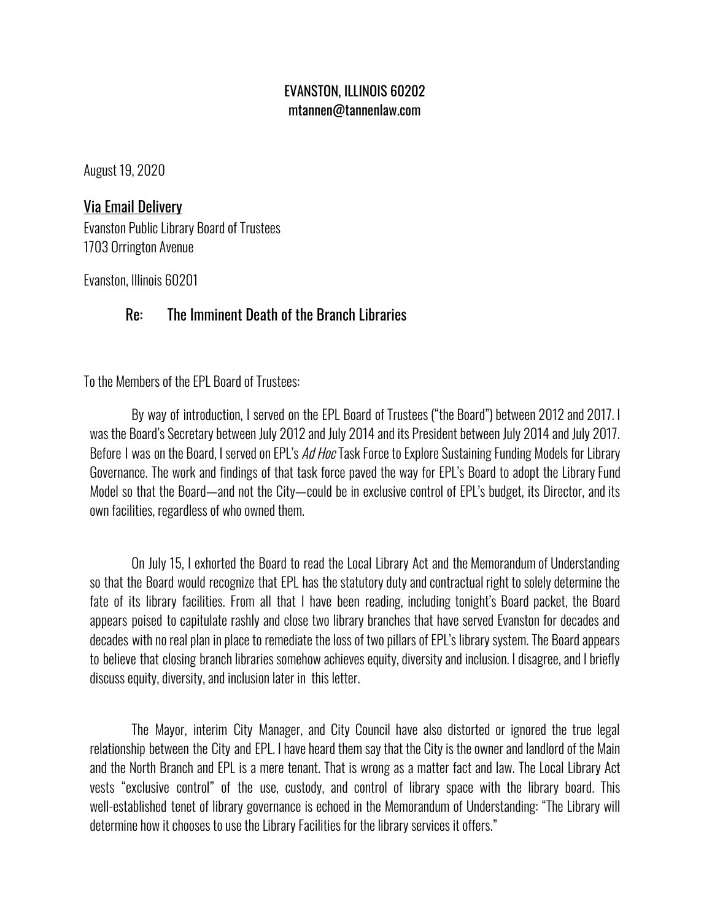EVANSTON, ILLINOIS 60202
mtannen@tannenlaw.com

August 19, 2020

Via Email Delivery
Evanston Public Library Board of Trustees
1703 Orrington Avenue

Evanston, Illinois 60201

Re: The Imminent Death of the Branch Libraries

To the Members of the EPL Board of Trustees:

By way of introduction, I served on the EPL Board of Trustees ("the Board") between 2012 and 2017. I was the Board's Secretary between July 2012 and July 2014 and its President between July 2014 and July 2017. Before I was on the Board, I served on EPL's *Ad Hoc* Task Force to Explore Sustaining Funding Models for Library Governance. The work and findings of that task force paved the way for EPL's Board to adopt the Library Fund Model so that the Board—and not the City—could be in exclusive control of EPL's budget, its Director, and its own facilities, regardless of who owned them.

On July 15, I exhorted the Board to read the Local Library Act and the Memorandum of Understanding so that the Board would recognize that EPL has the statutory duty and contractual right to solely determine the fate of its library facilities. From all that I have been reading, including tonight's Board packet, the Board appears poised to capitulate rashly and close two library branches that have served Evanston for decades and decades with no real plan in place to remediate the loss of two pillars of EPL's library system. The Board appears to believe that closing branch libraries somehow achieves equity, diversity and inclusion. I disagree, and I briefly discuss equity, diversity, and inclusion later in this letter.

The Mayor, interim City Manager, and City Council have also distorted or ignored the true legal relationship between the City and EPL. I have heard them say that the City is the owner and landlord of the Main and the North Branch and EPL is a mere tenant. That is wrong as a matter fact and law. The Local Library Act vests "exclusive control" of the use, custody, and control of library space with the library board. This well-established tenet of library governance is echoed in the Memorandum of Understanding: "The Library will determine how it chooses to use the Library Facilities for the library services it offers."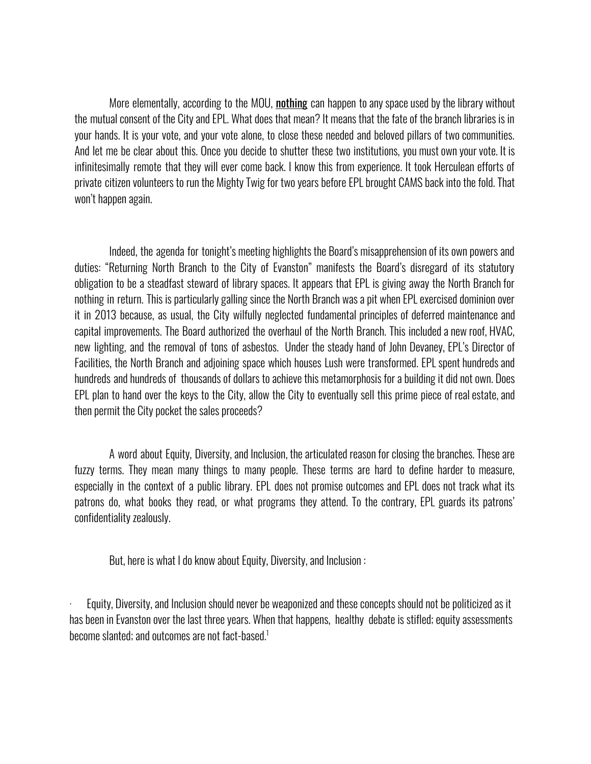More elementally, according to the MOU, **nothing** can happen to any space used by the library without the mutual consent of the City and EPL. What does that mean? It means that the fate of the branch libraries is in your hands. It is your vote, and your vote alone, to close these needed and beloved pillars of two communities. And let me be clear about this. Once you decide to shutter these two institutions, you must own your vote. It is infinitesimally remote that they will ever come back. I know this from experience. It took Herculean efforts of private citizen volunteers to run the Mighty Twig for two years before EPL brought CAMS back into the fold. That won't happen again.

Indeed, the agenda for tonight's meeting highlights the Board's misapprehension of its own powers and duties: "Returning North Branch to the City of Evanston" manifests the Board's disregard of its statutory obligation to be a steadfast steward of library spaces. It appears that EPL is giving away the North Branch for nothing in return. This is particularly galling since the North Branch was a pit when EPL exercised dominion over it in 2013 because, as usual, the City wilfully neglected fundamental principles of deferred maintenance and capital improvements. The Board authorized the overhaul of the North Branch. This included a new roof, HVAC, new lighting, and the removal of tons of asbestos. Under the steady hand of John Devaney, EPL's Director of Facilities, the North Branch and adjoining space which houses Lush were transformed. EPL spent hundreds and hundreds and hundreds of thousands of dollars to achieve this metamorphosis for a building it did not own. Does EPL plan to hand over the keys to the City, allow the City to eventually sell this prime piece of real estate, and then permit the City pocket the sales proceeds?

A word about Equity, Diversity, and Inclusion, the articulated reason for closing the branches. These are fuzzy terms. They mean many things to many people. These terms are hard to define harder to measure, especially in the context of a public library. EPL does not promise outcomes and EPL does not track what its patrons do, what books they read, or what programs they attend. To the contrary, EPL guards its patrons' confidentiality zealously.

But, here is what I do know about Equity, Diversity, and Inclusion :

- Equity, Diversity, and Inclusion should never be weaponized and these concepts should not be politicized as it has been in Evanston over the last three years. When that happens, healthy debate is stifled; equity assessments become slanted; and outcomes are not fact-based.[1]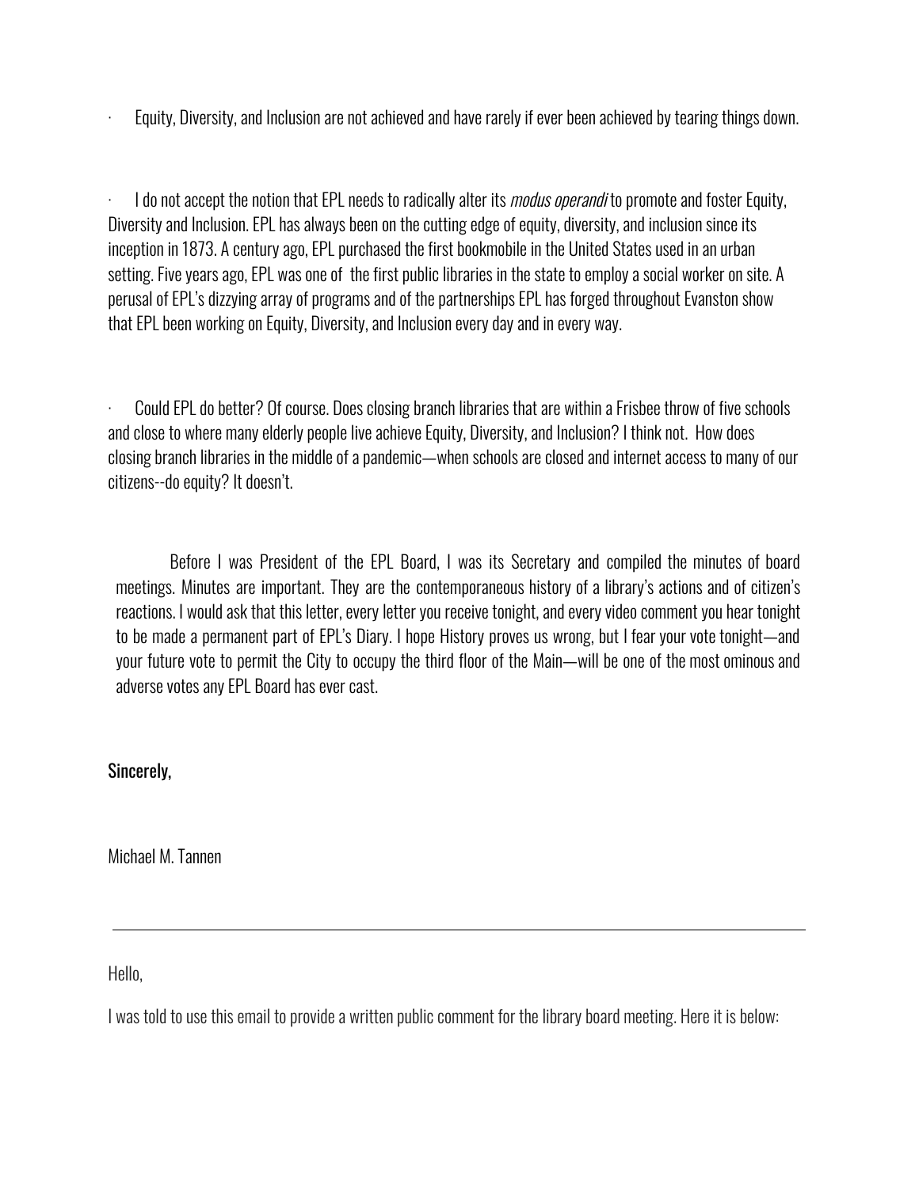- Equity, Diversity, and Inclusion are not achieved and have rarely if ever been achieved by tearing things down.

- I do not accept the notion that EPL needs to radically alter its *modus operandi* to promote and foster Equity, Diversity and Inclusion. EPL has always been on the cutting edge of equity, diversity, and inclusion since its inception in 1873. A century ago, EPL purchased the first bookmobile in the United States used in an urban setting. Five years ago, EPL was one of the first public libraries in the state to employ a social worker on site. A perusal of EPL's dizzying array of programs and of the partnerships EPL has forged throughout Evanston show that EPL been working on Equity, Diversity, and Inclusion every day and in every way.

- Could EPL do better? Of course. Does closing branch libraries that are within a Frisbee throw of five schools and close to where many elderly people live achieve Equity, Diversity, and Inclusion? I think not. How does closing branch libraries in the middle of a pandemic—when schools are closed and internet access to many of our citizens--do equity? It doesn't.

Before I was President of the EPL Board, I was its Secretary and compiled the minutes of board meetings. Minutes are important. They are the contemporaneous history of a library's actions and of citizen's reactions. I would ask that this letter, every letter you receive tonight, and every video comment you hear tonight to be made a permanent part of EPL's Diary. I hope History proves us wrong, but I fear your vote tonight—and your future vote to permit the City to occupy the third floor of the Main—will be one of the most ominous and adverse votes any EPL Board has ever cast.

Sincerely,

Michael M. Tannen

---

Hello,

I was told to use this email to provide a written public comment for the library board meeting. Here it is below: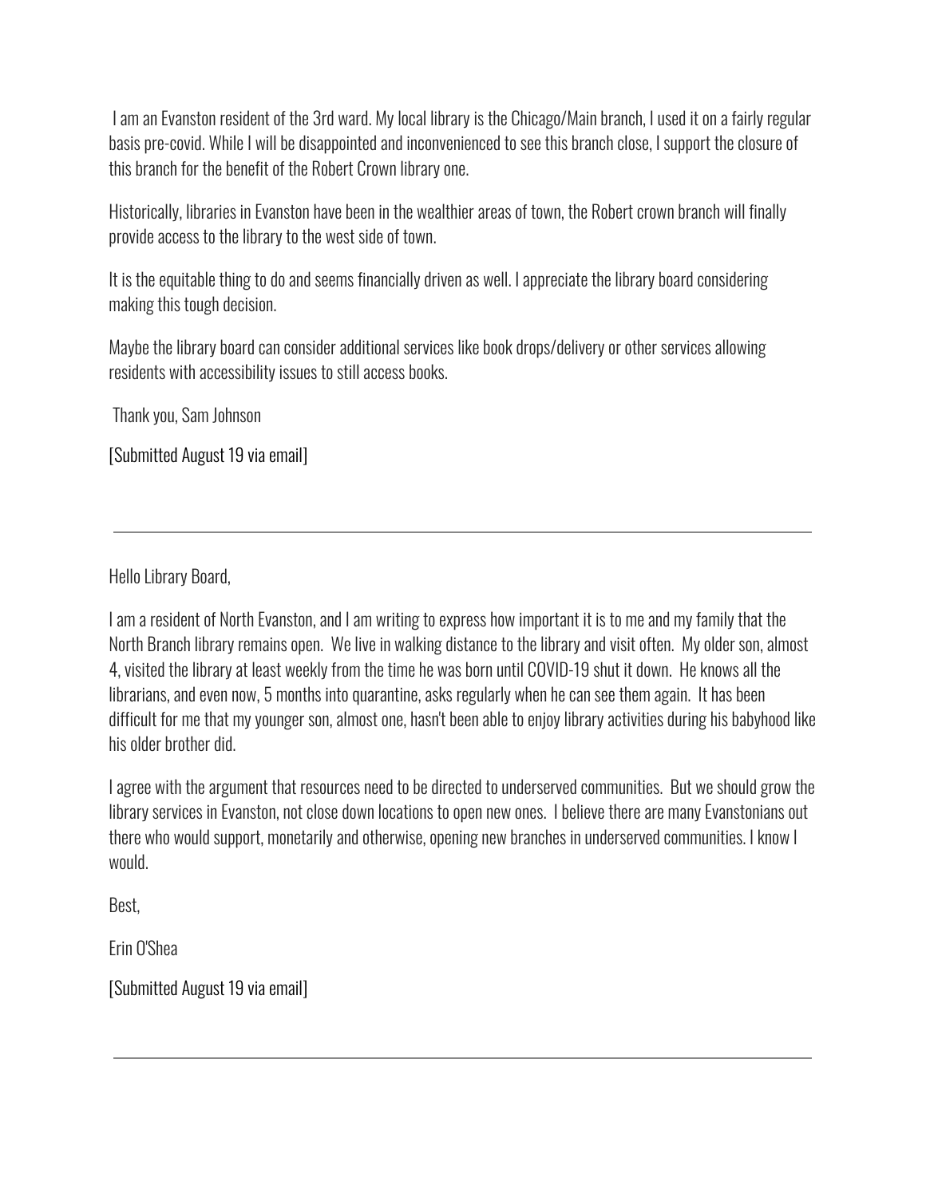I am an Evanston resident of the 3rd ward. My local library is the Chicago/Main branch, I used it on a fairly regular basis pre-covid. While I will be disappointed and inconvenienced to see this branch close, I support the closure of this branch for the benefit of the Robert Crown library one.

Historically, libraries in Evanston have been in the wealthier areas of town, the Robert crown branch will finally provide access to the library to the west side of town.

It is the equitable thing to do and seems financially driven as well. I appreciate the library board considering making this tough decision.

Maybe the library board can consider additional services like book drops/delivery or other services allowing residents with accessibility issues to still access books.

Thank you, Sam Johnson

[Submitted August 19 via email]

---

Hello Library Board,

I am a resident of North Evanston, and I am writing to express how important it is to me and my family that the North Branch library remains open. We live in walking distance to the library and visit often. My older son, almost 4, visited the library at least weekly from the time he was born until COVID-19 shut it down. He knows all the librarians, and even now, 5 months into quarantine, asks regularly when he can see them again. It has been difficult for me that my younger son, almost one, hasn't been able to enjoy library activities during his babyhood like his older brother did.

I agree with the argument that resources need to be directed to underserved communities. But we should grow the library services in Evanston, not close down locations to open new ones. I believe there are many Evanstonians out there who would support, monetarily and otherwise, opening new branches in underserved communities. I know I would.

Best,

Erin O'Shea

[Submitted August 19 via email]

---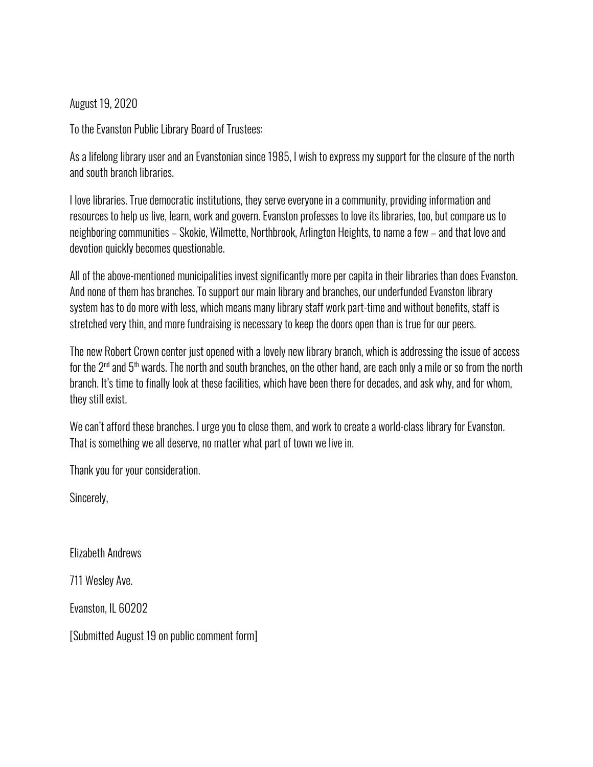August 19, 2020

To the Evanston Public Library Board of Trustees:

As a lifelong library user and an Evanstonian since 1985, I wish to express my support for the closure of the north and south branch libraries.

I love libraries. True democratic institutions, they serve everyone in a community, providing information and resources to help us live, learn, work and govern. Evanston professes to love its libraries, too, but compare us to neighboring communities – Skokie, Wilmette, Northbrook, Arlington Heights, to name a few – and that love and devotion quickly becomes questionable.

All of the above-mentioned municipalities invest significantly more per capita in their libraries than does Evanston. And none of them has branches. To support our main library and branches, our underfunded Evanston library system has to do more with less, which means many library staff work part-time and without benefits, staff is stretched very thin, and more fundraising is necessary to keep the doors open than is true for our peers.

The new Robert Crown center just opened with a lovely new library branch, which is addressing the issue of access for the 2nd and 5th wards. The north and south branches, on the other hand, are each only a mile or so from the north branch. It's time to finally look at these facilities, which have been there for decades, and ask why, and for whom, they still exist.

We can't afford these branches. I urge you to close them, and work to create a world-class library for Evanston. That is something we all deserve, no matter what part of town we live in.

Thank you for your consideration.

Sincerely,

Elizabeth Andrews

711 Wesley Ave.

Evanston, IL 60202

[Submitted August 19 on public comment form]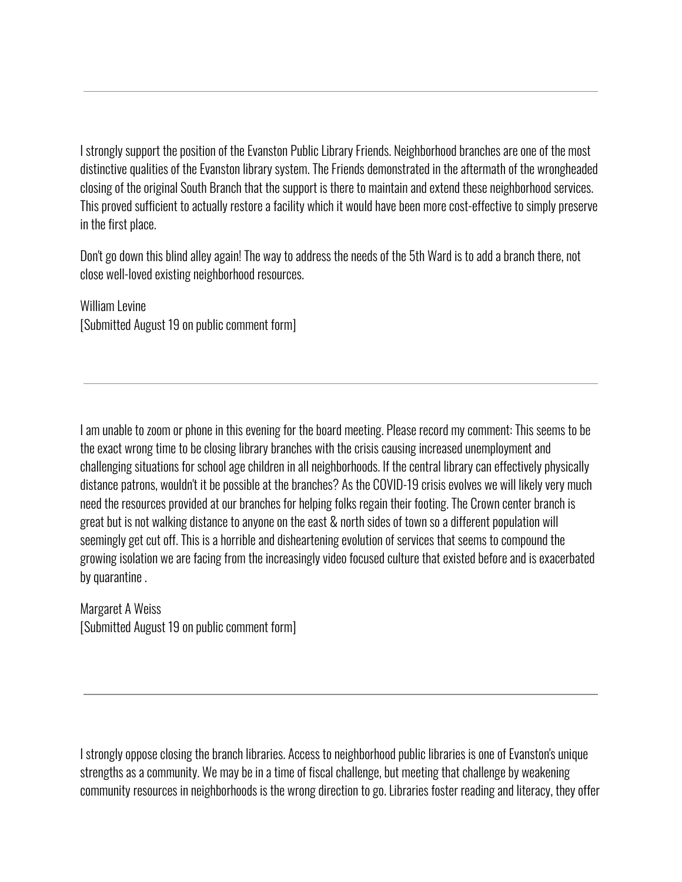---

I strongly support the position of the Evanston Public Library Friends. Neighborhood branches are one of the most distinctive qualities of the Evanston library system. The Friends demonstrated in the aftermath of the wrongheaded closing of the original South Branch that the support is there to maintain and extend these neighborhood services. This proved sufficient to actually restore a facility which it would have been more cost-effective to simply preserve in the first place.

Don't go down this blind alley again! The way to address the needs of the 5th Ward is to add a branch there, not close well-loved existing neighborhood resources.

William Levine
[Submitted August 19 on public comment form]

---

I am unable to zoom or phone in this evening for the board meeting. Please record my comment: This seems to be the exact wrong time to be closing library branches with the crisis causing increased unemployment and challenging situations for school age children in all neighborhoods. If the central library can effectively physically distance patrons, wouldn't it be possible at the branches? As the COVID-19 crisis evolves we will likely very much need the resources provided at our branches for helping folks regain their footing. The Crown center branch is great but is not walking distance to anyone on the east & north sides of town so a different population will seemingly get cut off. This is a horrible and disheartening evolution of services that seems to compound the growing isolation we are facing from the increasingly video focused culture that existed before and is exacerbated by quarantine .

Margaret A Weiss
[Submitted August 19 on public comment form]

---

I strongly oppose closing the branch libraries. Access to neighborhood public libraries is one of Evanston's unique strengths as a community. We may be in a time of fiscal challenge, but meeting that challenge by weakening community resources in neighborhoods is the wrong direction to go. Libraries foster reading and literacy, they offer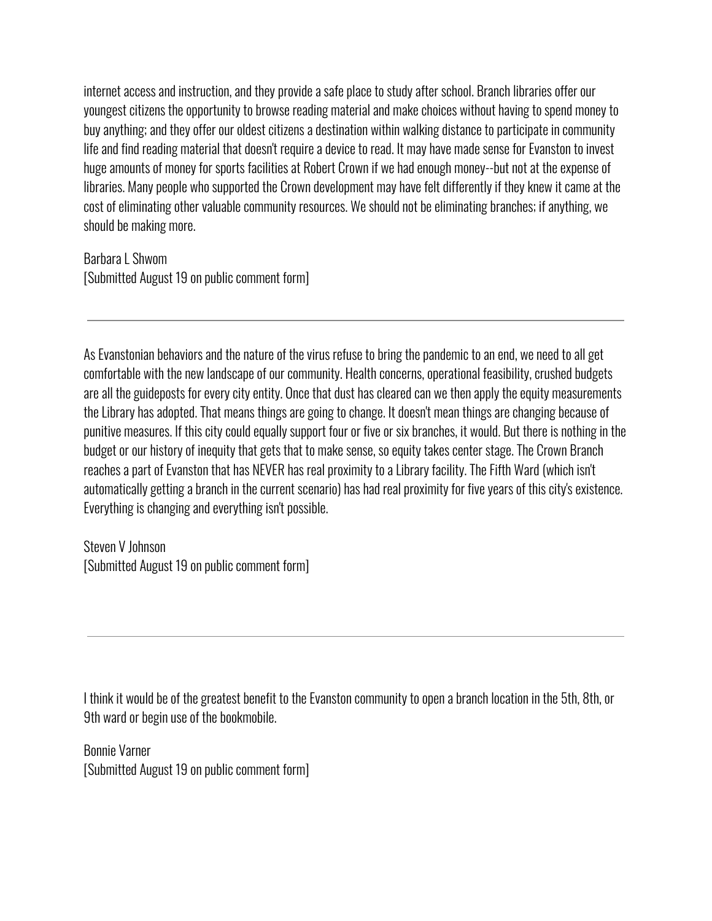internet access and instruction, and they provide a safe place to study after school. Branch libraries offer our youngest citizens the opportunity to browse reading material and make choices without having to spend money to buy anything; and they offer our oldest citizens a destination within walking distance to participate in community life and find reading material that doesn't require a device to read. It may have made sense for Evanston to invest huge amounts of money for sports facilities at Robert Crown if we had enough money--but not at the expense of libraries. Many people who supported the Crown development may have felt differently if they knew it came at the cost of eliminating other valuable community resources. We should not be eliminating branches; if anything, we should be making more.

Barbara L Shwom
[Submitted August 19 on public comment form]

---

As Evanstonian behaviors and the nature of the virus refuse to bring the pandemic to an end, we need to all get comfortable with the new landscape of our community. Health concerns, operational feasibility, crushed budgets are all the guideposts for every city entity. Once that dust has cleared can we then apply the equity measurements the Library has adopted. That means things are going to change. It doesn't mean things are changing because of punitive measures. If this city could equally support four or five or six branches, it would. But there is nothing in the budget or our history of inequity that gets that to make sense, so equity takes center stage. The Crown Branch reaches a part of Evanston that has NEVER has real proximity to a Library facility. The Fifth Ward (which isn't automatically getting a branch in the current scenario) has had real proximity for five years of this city's existence. Everything is changing and everything isn't possible.

Steven V Johnson
[Submitted August 19 on public comment form]

---

I think it would be of the greatest benefit to the Evanston community to open a branch location in the 5th, 8th, or 9th ward or begin use of the bookmobile.

Bonnie Varner
[Submitted August 19 on public comment form]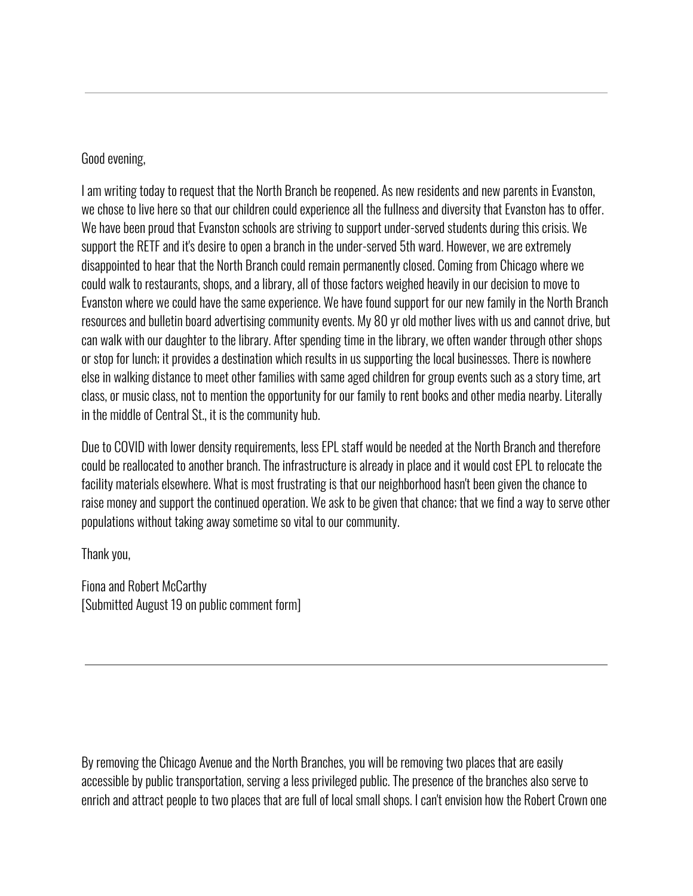---

Good evening,

I am writing today to request that the North Branch be reopened. As new residents and new parents in Evanston, we chose to live here so that our children could experience all the fullness and diversity that Evanston has to offer. We have been proud that Evanston schools are striving to support under-served students during this crisis. We support the RETF and it's desire to open a branch in the under-served 5th ward. However, we are extremely disappointed to hear that the North Branch could remain permanently closed. Coming from Chicago where we could walk to restaurants, shops, and a library, all of those factors weighed heavily in our decision to move to Evanston where we could have the same experience. We have found support for our new family in the North Branch resources and bulletin board advertising community events. My 80 yr old mother lives with us and cannot drive, but can walk with our daughter to the library. After spending time in the library, we often wander through other shops or stop for lunch; it provides a destination which results in us supporting the local businesses. There is nowhere else in walking distance to meet other families with same aged children for group events such as a story time, art class, or music class, not to mention the opportunity for our family to rent books and other media nearby. Literally in the middle of Central St., it is the community hub.

Due to COVID with lower density requirements, less EPL staff would be needed at the North Branch and therefore could be reallocated to another branch. The infrastructure is already in place and it would cost EPL to relocate the facility materials elsewhere. What is most frustrating is that our neighborhood hasn't been given the chance to raise money and support the continued operation. We ask to be given that chance; that we find a way to serve other populations without taking away sometime so vital to our community.

Thank you,

Fiona and Robert McCarthy
[Submitted August 19 on public comment form]

---

By removing the Chicago Avenue and the North Branches, you will be removing two places that are easily accessible by public transportation, serving a less privileged public. The presence of the branches also serve to enrich and attract people to two places that are full of local small shops. I can't envision how the Robert Crown one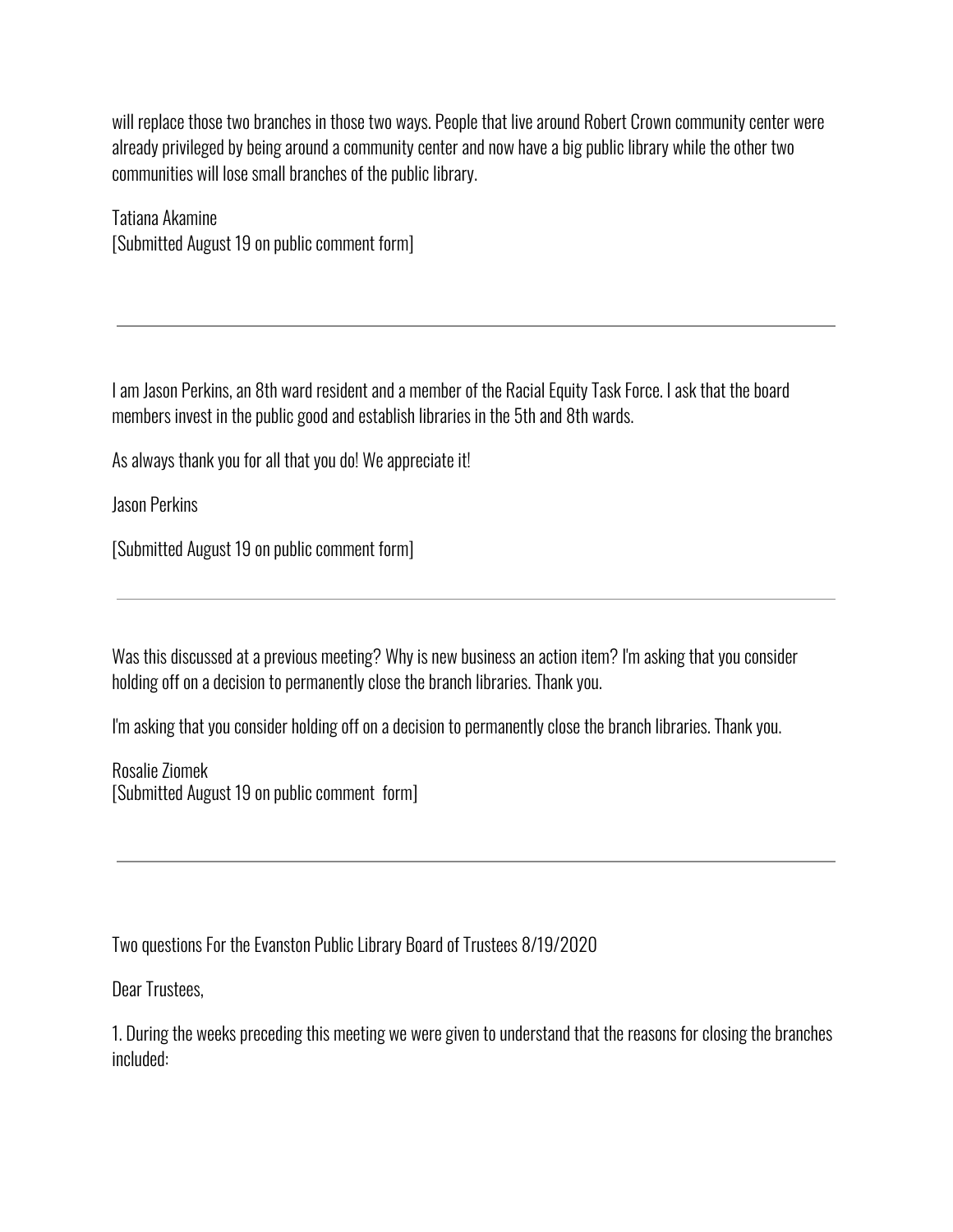will replace those two branches in those two ways. People that live around Robert Crown community center were already privileged by being around a community center and now have a big public library while the other two communities will lose small branches of the public library.

Tatiana Akamine
[Submitted August 19 on public comment form]

---

I am Jason Perkins, an 8th ward resident and a member of the Racial Equity Task Force. I ask that the board members invest in the public good and establish libraries in the 5th and 8th wards.

As always thank you for all that you do! We appreciate it!

Jason Perkins

[Submitted August 19 on public comment form]

---

Was this discussed at a previous meeting? Why is new business an action item? I'm asking that you consider holding off on a decision to permanently close the branch libraries. Thank you.

I'm asking that you consider holding off on a decision to permanently close the branch libraries. Thank you.

Rosalie Ziomek
[Submitted August 19 on public comment form]

---

Two questions For the Evanston Public Library Board of Trustees 8/19/2020

Dear Trustees,

1. During the weeks preceding this meeting we were given to understand that the reasons for closing the branches included: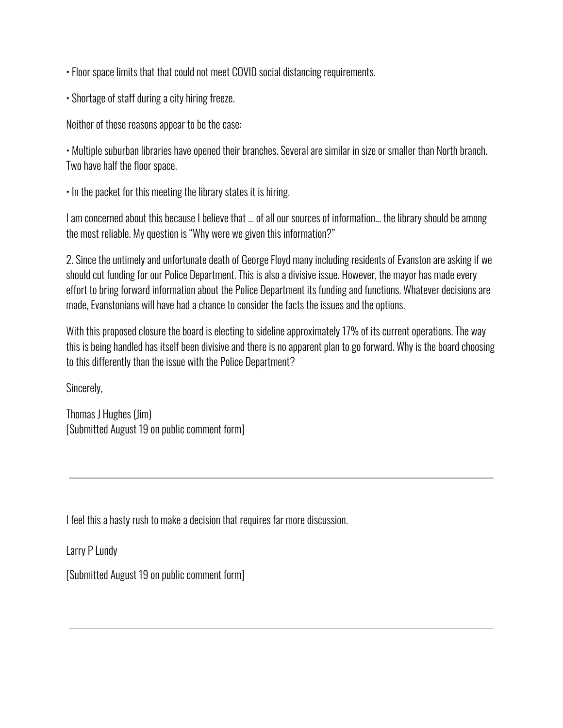• Floor space limits that that could not meet COVID social distancing requirements.

• Shortage of staff during a city hiring freeze.

Neither of these reasons appear to be the case:

• Multiple suburban libraries have opened their branches. Several are similar in size or smaller than North branch. Two have half the floor space.

• In the packet for this meeting the library states it is hiring.

I am concerned about this because I believe that ... of all our sources of information... the library should be among the most reliable. My question is "Why were we given this information?"

2. Since the untimely and unfortunate death of George Floyd many including residents of Evanston are asking if we should cut funding for our Police Department. This is also a divisive issue. However, the mayor has made every effort to bring forward information about the Police Department its funding and functions. Whatever decisions are made, Evanstonians will have had a chance to consider the facts the issues and the options.

With this proposed closure the board is electing to sideline approximately 17% of its current operations. The way this is being handled has itself been divisive and there is no apparent plan to go forward. Why is the board choosing to this differently than the issue with the Police Department?

Sincerely,

Thomas J Hughes (Jim)
[Submitted August 19 on public comment form]

---

I feel this a hasty rush to make a decision that requires far more discussion.

Larry P Lundy

[Submitted August 19 on public comment form]

---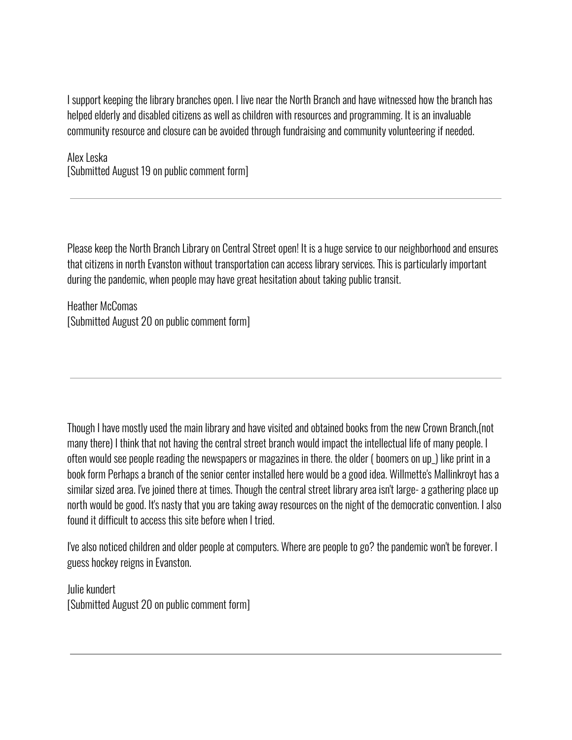I support keeping the library branches open. I live near the North Branch and have witnessed how the branch has helped elderly and disabled citizens as well as children with resources and programming. It is an invaluable community resource and closure can be avoided through fundraising and community volunteering if needed.

Alex Leska
[Submitted August 19 on public comment form]

---

Please keep the North Branch Library on Central Street open! It is a huge service to our neighborhood and ensures that citizens in north Evanston without transportation can access library services. This is particularly important during the pandemic, when people may have great hesitation about taking public transit.

Heather McComas
[Submitted August 20 on public comment form]

---

Though I have mostly used the main library and have visited and obtained books from the new Crown Branch,(not many there) I think that not having the central street branch would impact the intellectual life of many people. I often would see people reading the newspapers or magazines in there. the older ( boomers on up_) like print in a book form Perhaps a branch of the senior center installed here would be a good idea. Willmette's Mallinkroyt has a similar sized area. I've joined there at times. Though the central street library area isn't large- a gathering place up north would be good. It's nasty that you are taking away resources on the night of the democratic convention. I also found it difficult to access this site before when I tried.

I've also noticed children and older people at computers. Where are people to go? the pandemic won't be forever. I guess hockey reigns in Evanston.

Julie kundert
[Submitted August 20 on public comment form]

---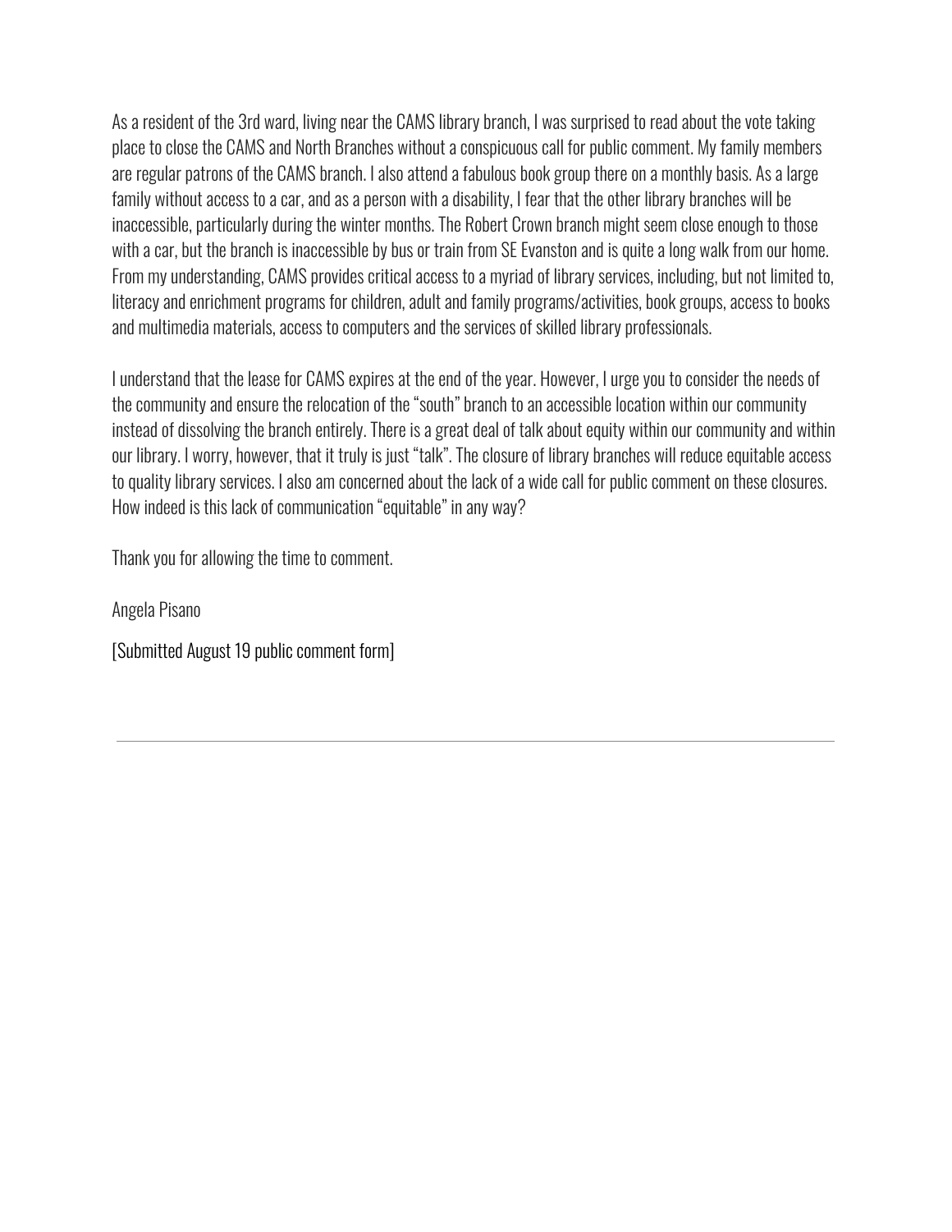As a resident of the 3rd ward, living near the CAMS library branch, I was surprised to read about the vote taking place to close the CAMS and North Branches without a conspicuous call for public comment. My family members are regular patrons of the CAMS branch. I also attend a fabulous book group there on a monthly basis. As a large family without access to a car, and as a person with a disability, I fear that the other library branches will be inaccessible, particularly during the winter months. The Robert Crown branch might seem close enough to those with a car, but the branch is inaccessible by bus or train from SE Evanston and is quite a long walk from our home. From my understanding, CAMS provides critical access to a myriad of library services, including, but not limited to, literacy and enrichment programs for children, adult and family programs/activities, book groups, access to books and multimedia materials, access to computers and the services of skilled library professionals.

I understand that the lease for CAMS expires at the end of the year. However, I urge you to consider the needs of the community and ensure the relocation of the "south" branch to an accessible location within our community instead of dissolving the branch entirely. There is a great deal of talk about equity within our community and within our library. I worry, however, that it truly is just "talk". The closure of library branches will reduce equitable access to quality library services. I also am concerned about the lack of a wide call for public comment on these closures. How indeed is this lack of communication "equitable" in any way?

Thank you for allowing the time to comment.

Angela Pisano

[Submitted August 19 public comment form]

---